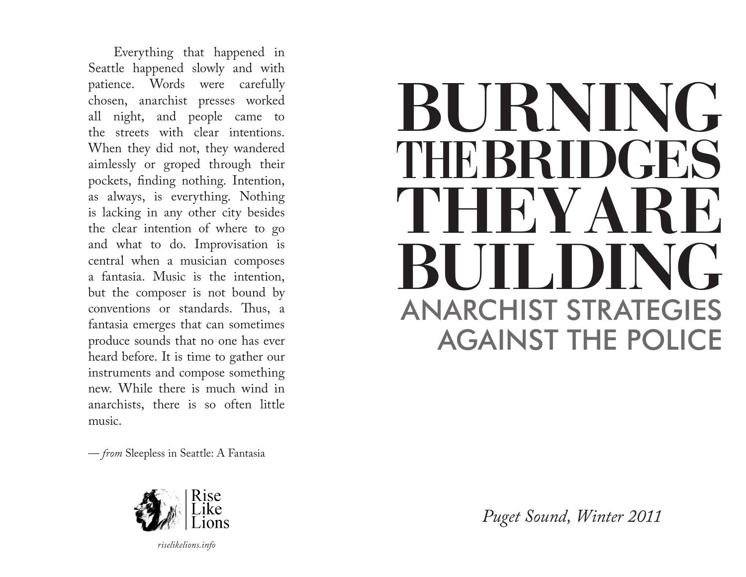# BURNING THE BRIDGES THEY ARE BUILDING

## ANARCHIST STRATEGIES AGAINST THE POLICE

*Puget Sound, Winter 2011*

Everything that happened in Seattle happened slowly and with patience. Words were carefully chosen, anarchist presses worked all night, and people came to the streets with clear intentions. When they did not, they wandered aimlessly or groped through their pockets, finding nothing. Intention, as always, is everything. Nothing is lacking in any other city besides the clear intention of where to go and what to do. Improvisation is central when a musician composes a fantasia. Music is the intention, but the composer is not bound by conventions or standards. Thus, a fantasia emerges that can sometimes produce sounds that no one has ever heard before. It is time to gather our instruments and compose something new. While there is much wind in anarchists, there is so often little music.

— *from* Sleepless in Seattle: A Fantasia

Rise Like Lions

*riselikelions.info*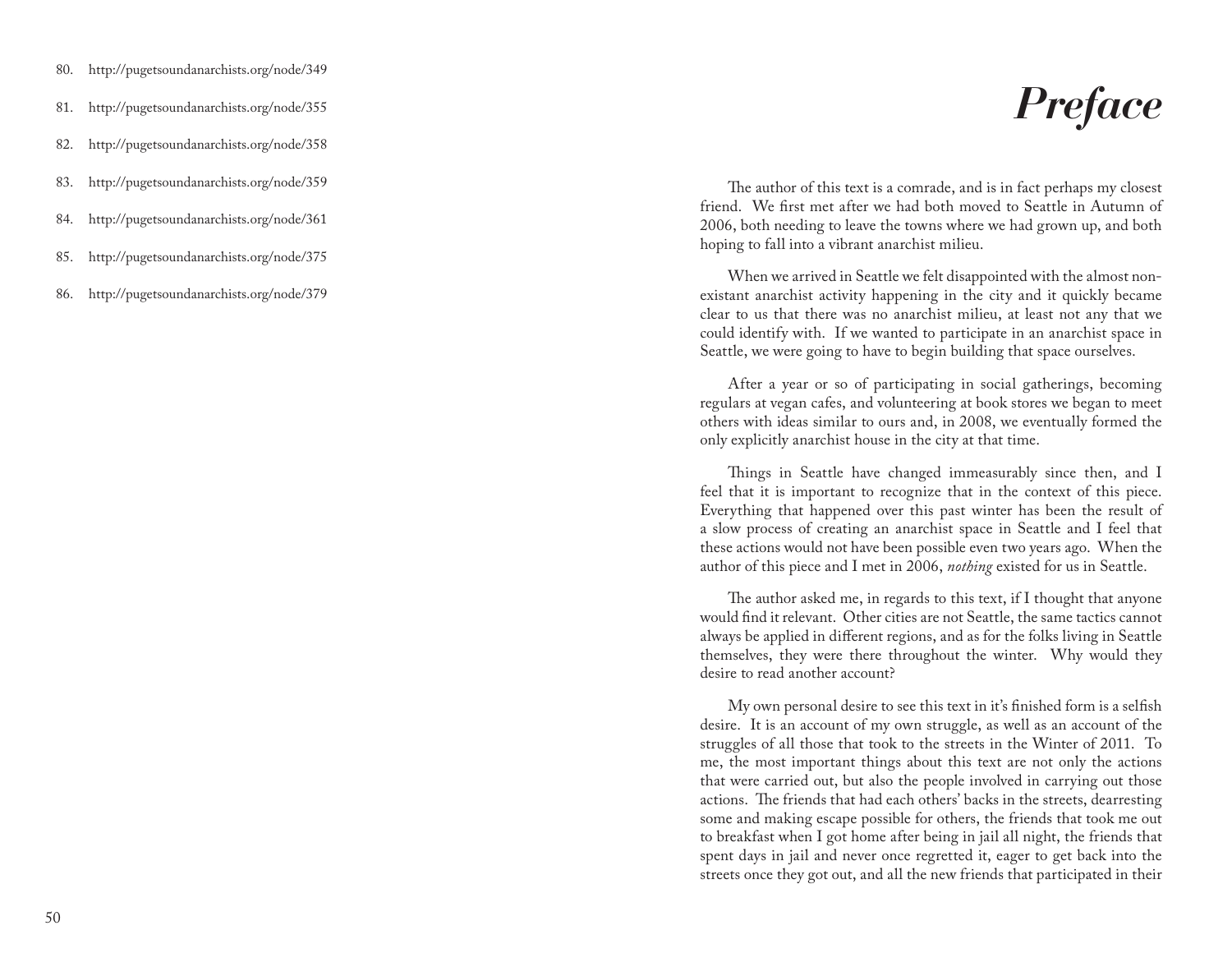80. http://pugetsoundanarchists.org/node/349
81. http://pugetsoundanarchists.org/node/355
82. http://pugetsoundanarchists.org/node/358
83. http://pugetsoundanarchists.org/node/359
84. http://pugetsoundanarchists.org/node/361
85. http://pugetsoundanarchists.org/node/375
86. http://pugetsoundanarchists.org/node/379

# *Preface*

The author of this text is a comrade, and is in fact perhaps my closest friend. We first met after we had both moved to Seattle in Autumn of 2006, both needing to leave the towns where we had grown up, and both hoping to fall into a vibrant anarchist milieu.

When we arrived in Seattle we felt disappointed with the almost non-existant anarchist activity happening in the city and it quickly became clear to us that there was no anarchist milieu, at least not any that we could identify with. If we wanted to participate in an anarchist space in Seattle, we were going to have to begin building that space ourselves.

After a year or so of participating in social gatherings, becoming regulars at vegan cafes, and volunteering at book stores we began to meet others with ideas similar to ours and, in 2008, we eventually formed the only explicitly anarchist house in the city at that time.

Things in Seattle have changed immeasurably since then, and I feel that it is important to recognize that in the context of this piece. Everything that happened over this past winter has been the result of a slow process of creating an anarchist space in Seattle and I feel that these actions would not have been possible even two years ago. When the author of this piece and I met in 2006, *nothing* existed for us in Seattle.

The author asked me, in regards to this text, if I thought that anyone would find it relevant. Other cities are not Seattle, the same tactics cannot always be applied in different regions, and as for the folks living in Seattle themselves, they were there throughout the winter. Why would they desire to read another account?

My own personal desire to see this text in it's finished form is a selfish desire. It is an account of my own struggle, as well as an account of the struggles of all those that took to the streets in the Winter of 2011. To me, the most important things about this text are not only the actions that were carried out, but also the people involved in carrying out those actions. The friends that had each others' backs in the streets, dearresting some and making escape possible for others, the friends that took me out to breakfast when I got home after being in jail all night, the friends that spent days in jail and never once regretted it, eager to get back into the streets once they got out, and all the new friends that participated in their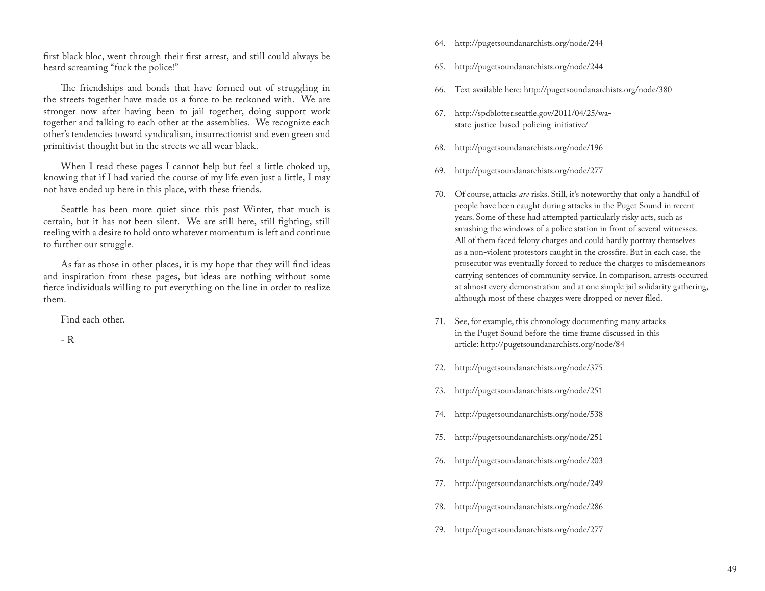first black bloc, went through their first arrest, and still could always be heard screaming "fuck the police!"

The friendships and bonds that have formed out of struggling in the streets together have made us a force to be reckoned with. We are stronger now after having been to jail together, doing support work together and talking to each other at the assemblies. We recognize each other's tendencies toward syndicalism, insurrectionist and even green and primitivist thought but in the streets we all wear black.

When I read these pages I cannot help but feel a little choked up, knowing that if I had varied the course of my life even just a little, I may not have ended up here in this place, with these friends.

Seattle has been more quiet since this past Winter, that much is certain, but it has not been silent. We are still here, still fighting, still reeling with a desire to hold onto whatever momentum is left and continue to further our struggle.

As far as those in other places, it is my hope that they will find ideas and inspiration from these pages, but ideas are nothing without some fierce individuals willing to put everything on the line in order to realize them.

Find each other.

- R

64. http://pugetsoundanarchists.org/node/244

65. http://pugetsoundanarchists.org/node/244

66. Text available here: http://pugetsoundanarchists.org/node/380

67. http://spdblotter.seattle.gov/2011/04/25/wa-state-justice-based-policing-initiative/

68. http://pugetsoundanarchists.org/node/196

69. http://pugetsoundanarchists.org/node/277

70. Of course, attacks *are* risks. Still, it's noteworthy that only a handful of people have been caught during attacks in the Puget Sound in recent years. Some of these had attempted particularly risky acts, such as smashing the windows of a police station in front of several witnesses. All of them faced felony charges and could hardly portray themselves as a non-violent protestors caught in the crossfire. But in each case, the prosecutor was eventually forced to reduce the charges to misdemeanors carrying sentences of community service. In comparison, arrests occurred at almost every demonstration and at one simple jail solidarity gathering, although most of these charges were dropped or never filed.

71. See, for example, this chronology documenting many attacks in the Puget Sound before the time frame discussed in this article: http://pugetsoundanarchists.org/node/84

72. http://pugetsoundanarchists.org/node/375

73. http://pugetsoundanarchists.org/node/251

74. http://pugetsoundanarchists.org/node/538

75. http://pugetsoundanarchists.org/node/251

76. http://pugetsoundanarchists.org/node/203

77. http://pugetsoundanarchists.org/node/249

78. http://pugetsoundanarchists.org/node/286

79. http://pugetsoundanarchists.org/node/277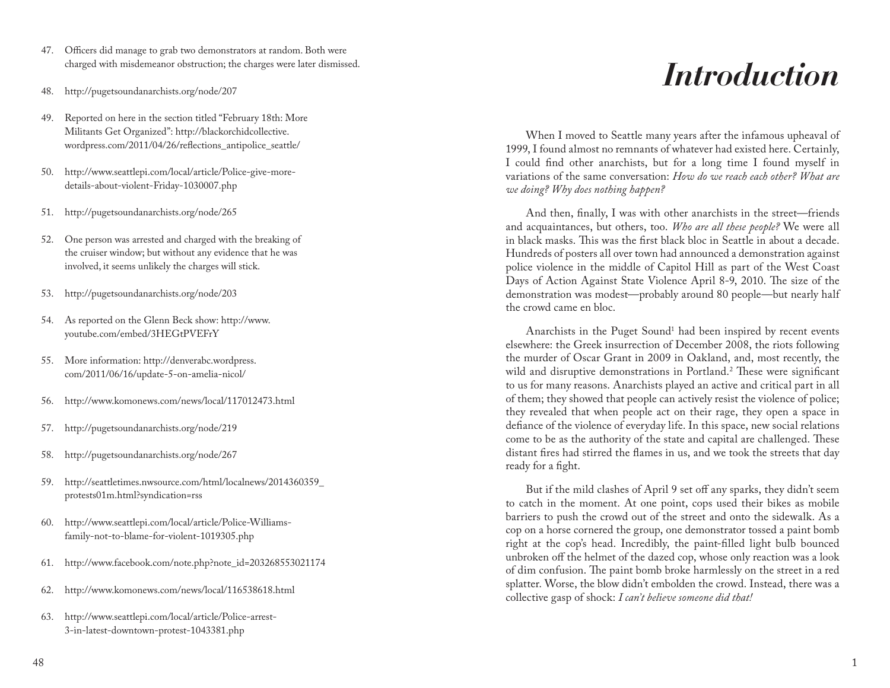47. Officers did manage to grab two demonstrators at random. Both were charged with misdemeanor obstruction; the charges were later dismissed.

48. http://pugetsoundanarchists.org/node/207

49. Reported on here in the section titled "February 18th: More Militants Get Organized": http://blackorchidcollective.wordpress.com/2011/04/26/reflections_antipolice_seattle/

50. http://www.seattlepi.com/local/article/Police-give-more-details-about-violent-Friday-1030007.php

51. http://pugetsoundanarchists.org/node/265

52. One person was arrested and charged with the breaking of the cruiser window; but without any evidence that he was involved, it seems unlikely the charges will stick.

53. http://pugetsoundanarchists.org/node/203

54. As reported on the Glenn Beck show: http://www.youtube.com/embed/3HEGtPVEFrY

55. More information: http://denverabc.wordpress.com/2011/06/16/update-5-on-amelia-nicol/

56. http://www.komonews.com/news/local/117012473.html

57. http://pugetsoundanarchists.org/node/219

58. http://pugetsoundanarchists.org/node/267

59. http://seattletimes.nwsource.com/html/localnews/2014360359_protests01m.html?syndication=rss

60. http://www.seattlepi.com/local/article/Police-Williams-family-not-to-blame-for-violent-1019305.php

61. http://www.facebook.com/note.php?note_id=203268553021174

62. http://www.komonews.com/news/local/116538618.html

63. http://www.seattlepi.com/local/article/Police-arrest-3-in-latest-downtown-protest-1043381.php

# *Introduction*

When I moved to Seattle many years after the infamous upheaval of 1999, I found almost no remnants of whatever had existed here. Certainly, I could find other anarchists, but for a long time I found myself in variations of the same conversation: *How do we reach each other? What are we doing? Why does nothing happen?*

And then, finally, I was with other anarchists in the street—friends and acquaintances, but others, too. *Who are all these people?* We were all in black masks. This was the first black bloc in Seattle in about a decade. Hundreds of posters all over town had announced a demonstration against police violence in the middle of Capitol Hill as part of the West Coast Days of Action Against State Violence April 8-9, 2010. The size of the demonstration was modest—probably around 80 people—but nearly half the crowd came en bloc.

Anarchists in the Puget Sound[1] had been inspired by recent events elsewhere: the Greek insurrection of December 2008, the riots following the murder of Oscar Grant in 2009 in Oakland, and, most recently, the wild and disruptive demonstrations in Portland.[2] These were significant to us for many reasons. Anarchists played an active and critical part in all of them; they showed that people can actively resist the violence of police; they revealed that when people act on their rage, they open a space in defiance of the violence of everyday life. In this space, new social relations come to be as the authority of the state and capital are challenged. These distant fires had stirred the flames in us, and we took the streets that day ready for a fight.

But if the mild clashes of April 9 set off any sparks, they didn't seem to catch in the moment. At one point, cops used their bikes as mobile barriers to push the crowd out of the street and onto the sidewalk. As a cop on a horse cornered the group, one demonstrator tossed a paint bomb right at the cop's head. Incredibly, the paint-filled light bulb bounced unbroken off the helmet of the dazed cop, whose only reaction was a look of dim confusion. The paint bomb broke harmlessly on the street in a red splatter. Worse, the blow didn't embolden the crowd. Instead, there was a collective gasp of shock: *I can't believe someone did that!*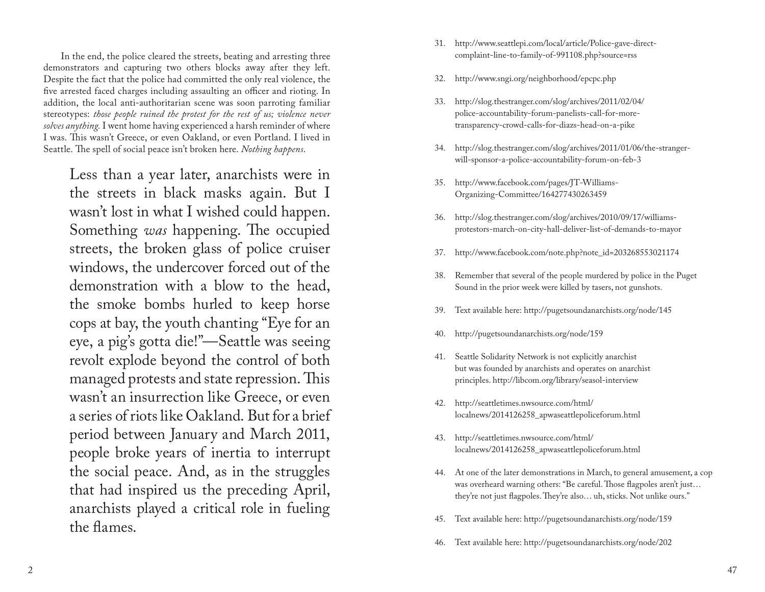In the end, the police cleared the streets, beating and arresting three demonstrators and capturing two others blocks away after they left. Despite the fact that the police had committed the only real violence, the five arrested faced charges including assaulting an officer and rioting. In addition, the local anti-authoritarian scene was soon parroting familiar stereotypes: *those people ruined the protest for the rest of us; violence never solves anything.* I went home having experienced a harsh reminder of where I was. This wasn't Greece, or even Oakland, or even Portland. I lived in Seattle. The spell of social peace isn't broken here. *Nothing happens*.

Less than a year later, anarchists were in the streets in black masks again. But I wasn't lost in what I wished could happen. Something *was* happening. The occupied streets, the broken glass of police cruiser windows, the undercover forced out of the demonstration with a blow to the head, the smoke bombs hurled to keep horse cops at bay, the youth chanting "Eye for an eye, a pig's gotta die!"—Seattle was seeing revolt explode beyond the control of both managed protests and state repression. This wasn't an insurrection like Greece, or even a series of riots like Oakland. But for a brief period between January and March 2011, people broke years of inertia to interrupt the social peace. And, as in the struggles that had inspired us the preceding April, anarchists played a critical role in fueling the flames.

31. http://www.seattlepi.com/local/article/Police-gave-direct-complaint-line-to-family-of-991108.php?source=rss
32. http://www.sngi.org/neighborhood/epcpc.php
33. http://slog.thestranger.com/slog/archives/2011/02/04/police-accountability-forum-panelists-call-for-more-transparency-crowd-calls-for-diazs-head-on-a-pike
34. http://slog.thestranger.com/slog/archives/2011/01/06/the-stranger-will-sponsor-a-police-accountability-forum-on-feb-3
35. http://www.facebook.com/pages/JT-Williams-Organizing-Committee/164277430263459
36. http://slog.thestranger.com/slog/archives/2010/09/17/williams-protestors-march-on-city-hall-deliver-list-of-demands-to-mayor
37. http://www.facebook.com/note.php?note_id=203268553021174
38. Remember that several of the people murdered by police in the Puget Sound in the prior week were killed by tasers, not gunshots.
39. Text available here: http://pugetsoundanarchists.org/node/145
40. http://pugetsoundanarchists.org/node/159
41. Seattle Solidarity Network is not explicitly anarchist but was founded by anarchists and operates on anarchist principles. http://libcom.org/library/seasol-interview
42. http://seattletimes.nwsource.com/html/localnews/2014126258_apwaseattlepoliceforum.html
43. http://seattletimes.nwsource.com/html/localnews/2014126258_apwaseattlepoliceforum.html
44. At one of the later demonstrations in March, to general amusement, a cop was overheard warning others: "Be careful. Those flagpoles aren't just… they're not just flagpoles. They're also… uh, sticks. Not unlike ours."
45. Text available here: http://pugetsoundanarchists.org/node/159
46. Text available here: http://pugetsoundanarchists.org/node/202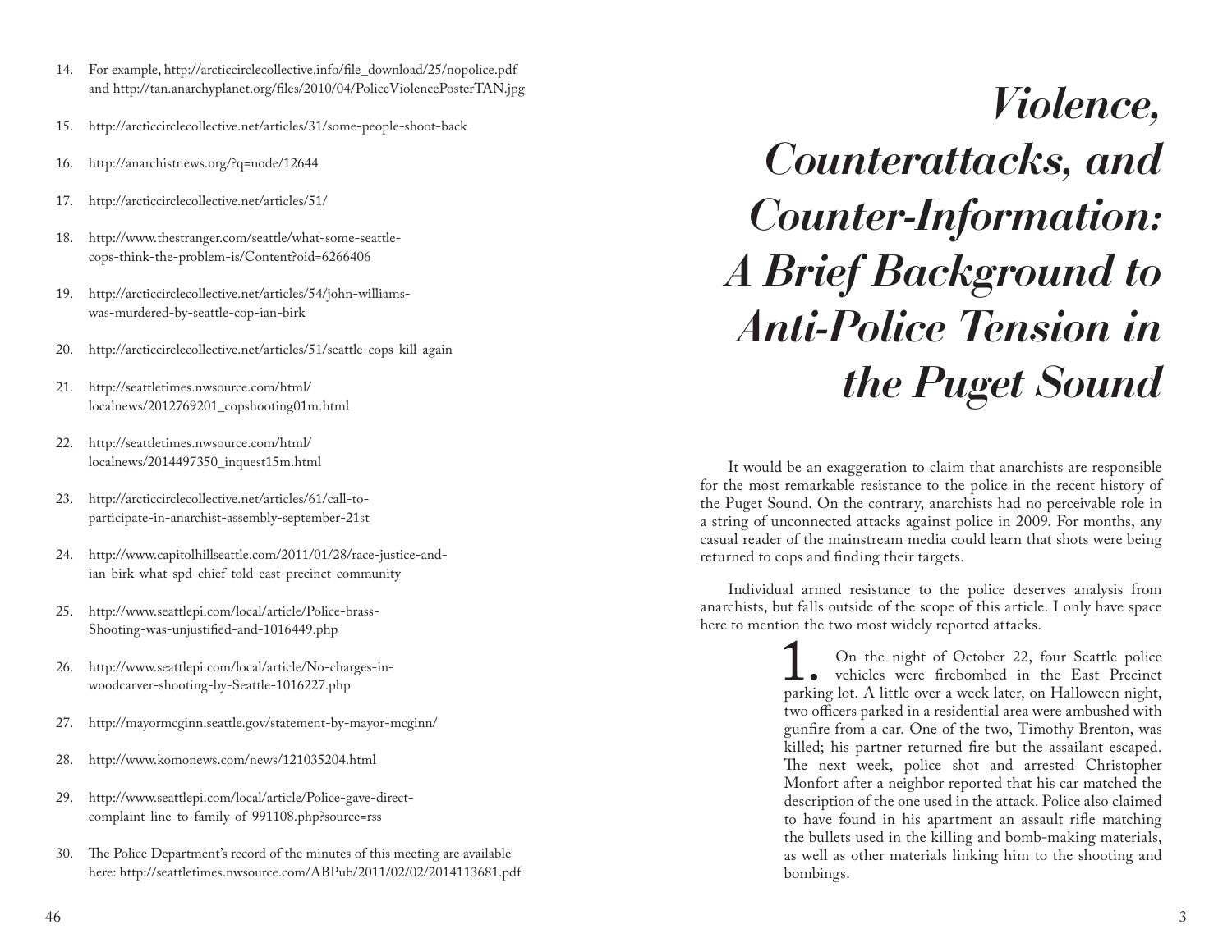14. For example, http://arcticcirclecollective.info/file_download/25/nopolice.pdf and http://tan.anarchyplanet.org/files/2010/04/PoliceViolencePosterTAN.jpg
15. http://arcticcirclecollective.net/articles/31/some-people-shoot-back
16. http://anarchistnews.org/?q=node/12644
17. http://arcticcirclecollective.net/articles/51/
18. http://www.thestranger.com/seattle/what-some-seattle-cops-think-the-problem-is/Content?oid=6266406
19. http://arcticcirclecollective.net/articles/54/john-williams-was-murdered-by-seattle-cop-ian-birk
20. http://arcticcirclecollective.net/articles/51/seattle-cops-kill-again
21. http://seattletimes.nwsource.com/html/localnews/2012769201_copshooting01m.html
22. http://seattletimes.nwsource.com/html/localnews/2014497350_inquest15m.html
23. http://arcticcirclecollective.net/articles/61/call-to-participate-in-anarchist-assembly-september-21st
24. http://www.capitolhillseattle.com/2011/01/28/race-justice-and-ian-birk-what-spd-chief-told-east-precinct-community
25. http://www.seattlepi.com/local/article/Police-brass-Shooting-was-unjustified-and-1016449.php
26. http://www.seattlepi.com/local/article/No-charges-in-woodcarver-shooting-by-Seattle-1016227.php
27. http://mayormcginn.seattle.gov/statement-by-mayor-mcginn/
28. http://www.komonews.com/news/121035204.html
29. http://www.seattlepi.com/local/article/Police-gave-direct-complaint-line-to-family-of-991108.php?source=rss
30. The Police Department's record of the minutes of this meeting are available here: http://seattletimes.nwsource.com/ABPub/2011/02/02/2014113681.pdf

# *Violence, Counterattacks, and Counter-Information: A Brief Background to Anti-Police Tension in the Puget Sound*

It would be an exaggeration to claim that anarchists are responsible for the most remarkable resistance to the police in the recent history of the Puget Sound. On the contrary, anarchists had no perceivable role in a string of unconnected attacks against police in 2009. For months, any casual reader of the mainstream media could learn that shots were being returned to cops and finding their targets.

Individual armed resistance to the police deserves analysis from anarchists, but falls outside of the scope of this article. I only have space here to mention the two most widely reported attacks.

1. On the night of October 22, four Seattle police vehicles were firebombed in the East Precinct parking lot. A little over a week later, on Halloween night, two officers parked in a residential area were ambushed with gunfire from a car. One of the two, Timothy Brenton, was killed; his partner returned fire but the assailant escaped. The next week, police shot and arrested Christopher Monfort after a neighbor reported that his car matched the description of the one used in the attack. Police also claimed to have found in his apartment an assault rifle matching the bullets used in the killing and bomb-making materials, as well as other materials linking him to the shooting and bombings.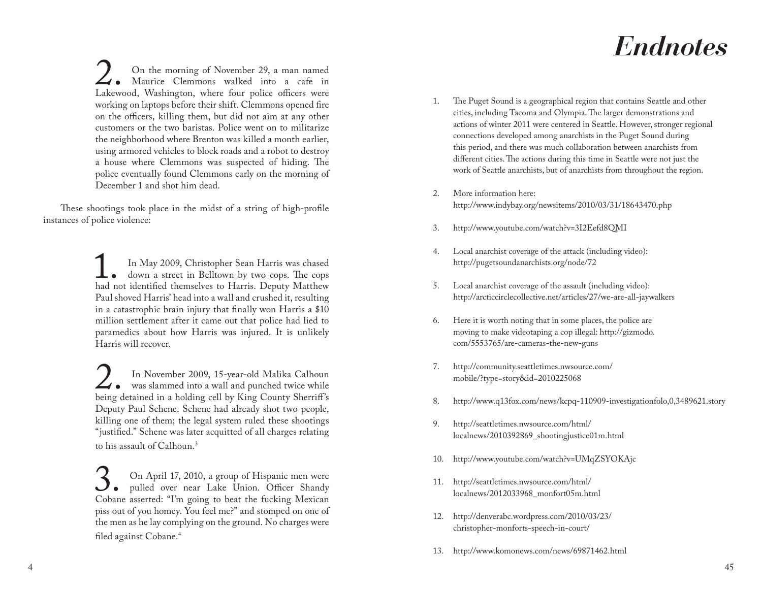2. On the morning of November 29, a man named Maurice Clemmons walked into a cafe in Lakewood, Washington, where four police officers were working on laptops before their shift. Clemmons opened fire on the officers, killing them, but did not aim at any other customers or the two baristas. Police went on to militarize the neighborhood where Brenton was killed a month earlier, using armored vehicles to block roads and a robot to destroy a house where Clemmons was suspected of hiding. The police eventually found Clemmons early on the morning of December 1 and shot him dead.

These shootings took place in the midst of a string of high-profile instances of police violence:

1. In May 2009, Christopher Sean Harris was chased down a street in Belltown by two cops. The cops had not identified themselves to Harris. Deputy Matthew Paul shoved Harris' head into a wall and crushed it, resulting in a catastrophic brain injury that finally won Harris a $10 million settlement after it came out that police had lied to paramedics about how Harris was injured. It is unlikely Harris will recover.

2. In November 2009, 15-year-old Malika Calhoun was slammed into a wall and punched twice while being detained in a holding cell by King County Sherriff's Deputy Paul Schene. Schene had already shot two people, killing one of them; the legal system ruled these shootings "justified." Schene was later acquitted of all charges relating to his assault of Calhoun.[3]

3. On April 17, 2010, a group of Hispanic men were pulled over near Lake Union. Officer Shandy Cobane asserted: "I'm going to beat the fucking Mexican piss out of you homey. You feel me?" and stomped on one of the men as he lay complying on the ground. No charges were filed against Cobane.[4]

# *Endnotes*

1. The Puget Sound is a geographical region that contains Seattle and other cities, including Tacoma and Olympia. The larger demonstrations and actions of winter 2011 were centered in Seattle. However, stronger regional connections developed among anarchists in the Puget Sound during this period, and there was much collaboration between anarchists from different cities. The actions during this time in Seattle were not just the work of Seattle anarchists, but of anarchists from throughout the region.
2. More information here: http://www.indybay.org/newsitems/2010/03/31/18643470.php
3. http://www.youtube.com/watch?v=3I2Eefd8QMI
4. Local anarchist coverage of the attack (including video): http://pugetsoundanarchists.org/node/72
5. Local anarchist coverage of the assault (including video): http://arcticcirclecollective.net/articles/27/we-are-all-jaywalkers
6. Here it is worth noting that in some places, the police are moving to make videotaping a cop illegal: http://gizmodo.com/5553765/are-cameras-the-new-guns
7. http://community.seattletimes.nwsource.com/mobile/?type=story&id=2010225068
8. http://www.q13fox.com/news/kcpq-110909-investigationfolo,0,3489621.story
9. http://seattletimes.nwsource.com/html/localnews/2010392869_shootingjustice01m.html
10. http://www.youtube.com/watch?v=UMqZSYOKAjc
11. http://seattletimes.nwsource.com/html/localnews/2012033968_monfort05m.html
12. http://denverabc.wordpress.com/2010/03/23/christopher-monforts-speech-in-court/
13. http://www.komonews.com/news/69871462.html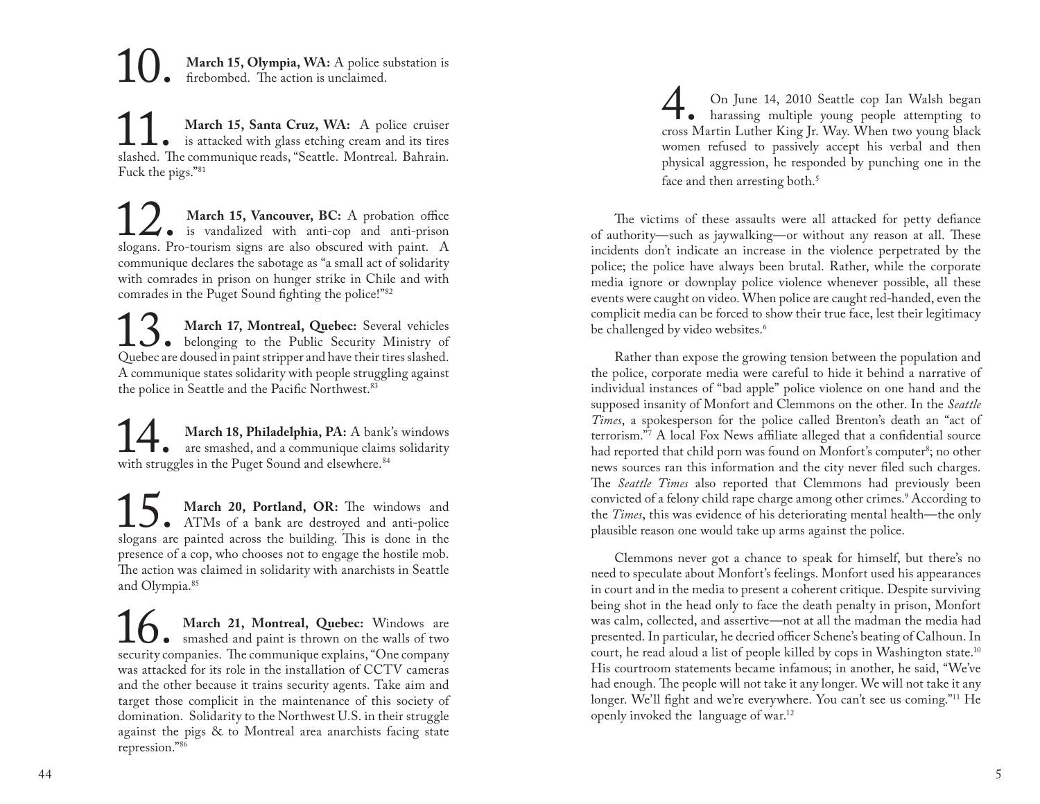**10.** **March 15, Olympia, WA:** A police substation is firebombed. The action is unclaimed.

**11.** **March 15, Santa Cruz, WA:** A police cruiser is attacked with glass etching cream and its tires slashed. The communique reads, "Seattle. Montreal. Bahrain. Fuck the pigs."[81]

**12.** **March 15, Vancouver, BC:** A probation office is vandalized with anti-cop and anti-prison slogans. Pro-tourism signs are also obscured with paint. A communique declares the sabotage as "a small act of solidarity with comrades in prison on hunger strike in Chile and with comrades in the Puget Sound fighting the police!"[82]

**13.** **March 17, Montreal, Quebec:** Several vehicles belonging to the Public Security Ministry of Quebec are doused in paint stripper and have their tires slashed. A communique states solidarity with people struggling against the police in Seattle and the Pacific Northwest.[83]

**14.** **March 18, Philadelphia, PA:** A bank's windows are smashed, and a communique claims solidarity with struggles in the Puget Sound and elsewhere.[84]

**15.** **March 20, Portland, OR:** The windows and ATMs of a bank are destroyed and anti-police slogans are painted across the building. This is done in the presence of a cop, who chooses not to engage the hostile mob. The action was claimed in solidarity with anarchists in Seattle and Olympia.[85]

**16.** **March 21, Montreal, Quebec:** Windows are smashed and paint is thrown on the walls of two security companies. The communique explains, "One company was attacked for its role in the installation of CCTV cameras and the other because it trains security agents. Take aim and target those complicit in the maintenance of this society of domination. Solidarity to the Northwest U.S. in their struggle against the pigs & to Montreal area anarchists facing state repression."[86]

**4.** On June 14, 2010 Seattle cop Ian Walsh began harassing multiple young people attempting to cross Martin Luther King Jr. Way. When two young black women refused to passively accept his verbal and then physical aggression, he responded by punching one in the face and then arresting both.[5]

The victims of these assaults were all attacked for petty defiance of authority—such as jaywalking—or without any reason at all. These incidents don't indicate an increase in the violence perpetrated by the police; the police have always been brutal. Rather, while the corporate media ignore or downplay police violence whenever possible, all these events were caught on video. When police are caught red-handed, even the complicit media can be forced to show their true face, lest their legitimacy be challenged by video websites.[6]

Rather than expose the growing tension between the population and the police, corporate media were careful to hide it behind a narrative of individual instances of "bad apple" police violence on one hand and the supposed insanity of Monfort and Clemmons on the other. In the *Seattle Times*, a spokesperson for the police called Brenton's death an "act of terrorism."[7] A local Fox News affiliate alleged that a confidential source had reported that child porn was found on Monfort's computer[8]; no other news sources ran this information and the city never filed such charges. The *Seattle Times* also reported that Clemmons had previously been convicted of a felony child rape charge among other crimes.[9] According to the *Times*, this was evidence of his deteriorating mental health—the only plausible reason one would take up arms against the police.

Clemmons never got a chance to speak for himself, but there's no need to speculate about Monfort's feelings. Monfort used his appearances in court and in the media to present a coherent critique. Despite surviving being shot in the head only to face the death penalty in prison, Monfort was calm, collected, and assertive—not at all the madman the media had presented. In particular, he decried officer Schene's beating of Calhoun. In court, he read aloud a list of people killed by cops in Washington state.[10] His courtroom statements became infamous; in another, he said, "We've had enough. The people will not take it any longer. We will not take it any longer. We'll fight and we're everywhere. You can't see us coming."[11] He openly invoked the language of war.[12]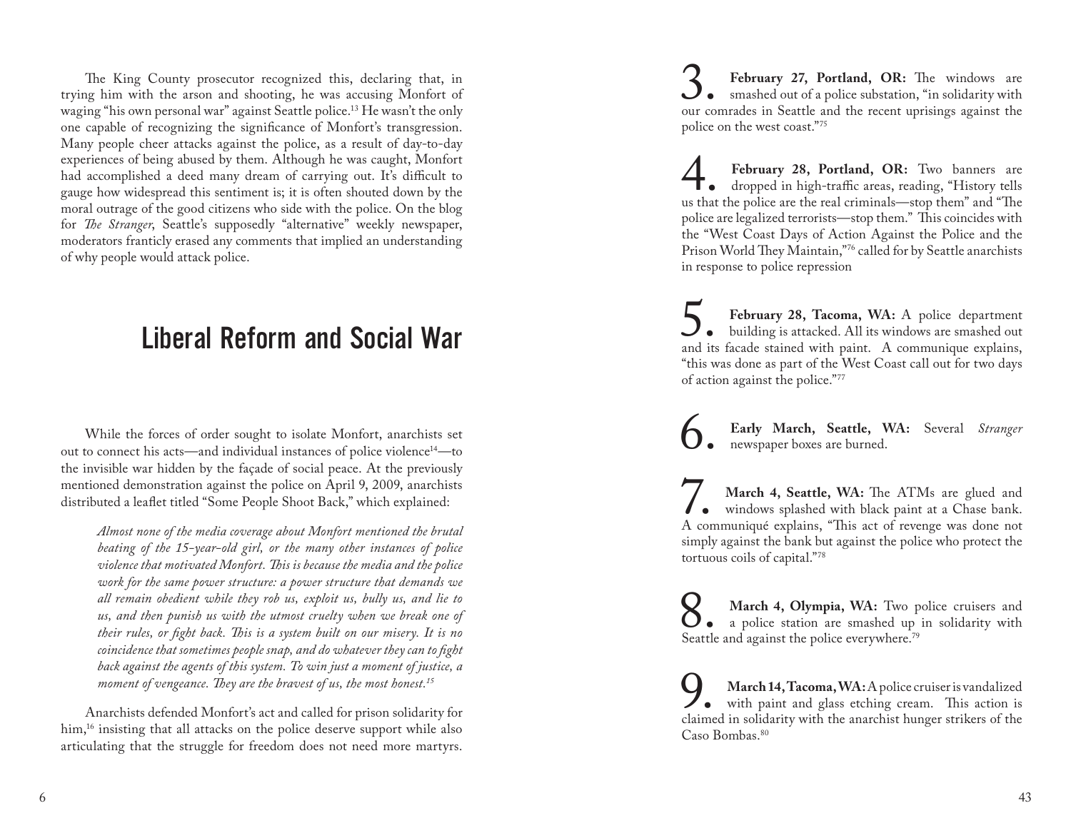The King County prosecutor recognized this, declaring that, in trying him with the arson and shooting, he was accusing Monfort of waging "his own personal war" against Seattle police.[13] He wasn't the only one capable of recognizing the significance of Monfort's transgression. Many people cheer attacks against the police, as a result of day-to-day experiences of being abused by them. Although he was caught, Monfort had accomplished a deed many dream of carrying out. It's difficult to gauge how widespread this sentiment is; it is often shouted down by the moral outrage of the good citizens who side with the police. On the blog for *The Stranger*, Seattle's supposedly "alternative" weekly newspaper, moderators franticly erased any comments that implied an understanding of why people would attack police.

## Liberal Reform and Social War

While the forces of order sought to isolate Monfort, anarchists set out to connect his acts—and individual instances of police violence[14]—to the invisible war hidden by the façade of social peace. At the previously mentioned demonstration against the police on April 9, 2009, anarchists distributed a leaflet titled "Some People Shoot Back," which explained:

> *Almost none of the media coverage about Monfort mentioned the brutal beating of the 15-year-old girl, or the many other instances of police violence that motivated Monfort. This is because the media and the police work for the same power structure: a power structure that demands we all remain obedient while they rob us, exploit us, bully us, and lie to us, and then punish us with the utmost cruelty when we break one of their rules, or fight back. This is a system built on our misery. It is no coincidence that sometimes people snap, and do whatever they can to fight back against the agents of this system. To win just a moment of justice, a moment of vengeance. They are the bravest of us, the most honest.[15]*

Anarchists defended Monfort's act and called for prison solidarity for him,[16] insisting that all attacks on the police deserve support while also articulating that the struggle for freedom does not need more martyrs.

3. **February 27, Portland, OR:** The windows are smashed out of a police substation, "in solidarity with our comrades in Seattle and the recent uprisings against the police on the west coast."[75]

4. **February 28, Portland, OR:** Two banners are dropped in high-traffic areas, reading, "History tells us that the police are the real criminals—stop them" and "The police are legalized terrorists—stop them." This coincides with the "West Coast Days of Action Against the Police and the Prison World They Maintain,"[76] called for by Seattle anarchists in response to police repression

5. **February 28, Tacoma, WA:** A police department building is attacked. All its windows are smashed out and its facade stained with paint. A communique explains, "this was done as part of the West Coast call out for two days of action against the police."[77]

6. **Early March, Seattle, WA:** Several *Stranger* newspaper boxes are burned.

7. **March 4, Seattle, WA:** The ATMs are glued and windows splashed with black paint at a Chase bank. A communiqué explains, "This act of revenge was done not simply against the bank but against the police who protect the tortuous coils of capital."[78]

8. **March 4, Olympia, WA:** Two police cruisers and a police station are smashed up in solidarity with Seattle and against the police everywhere.[79]

9. **March 14, Tacoma, WA:** A police cruiser is vandalized with paint and glass etching cream. This action is claimed in solidarity with the anarchist hunger strikers of the Caso Bombas.[80]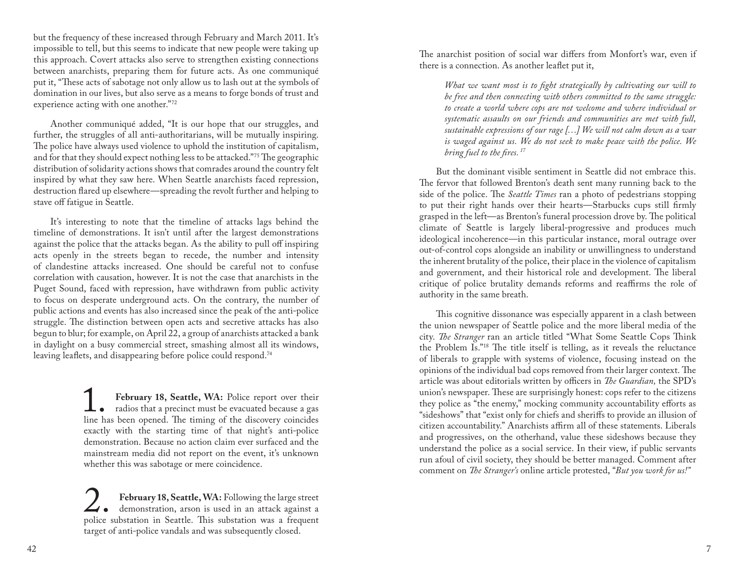but the frequency of these increased through February and March 2011. It's impossible to tell, but this seems to indicate that new people were taking up this approach. Covert attacks also serve to strengthen existing connections between anarchists, preparing them for future acts. As one communiqué put it, "These acts of sabotage not only allow us to lash out at the symbols of domination in our lives, but also serve as a means to forge bonds of trust and experience acting with one another."[72]

Another communiqué added, "It is our hope that our struggles, and further, the struggles of all anti-authoritarians, will be mutually inspiring. The police have always used violence to uphold the institution of capitalism, and for that they should expect nothing less to be attacked."[73] The geographic distribution of solidarity actions shows that comrades around the country felt inspired by what they saw here. When Seattle anarchists faced repression, destruction flared up elsewhere—spreading the revolt further and helping to stave off fatigue in Seattle.

It's interesting to note that the timeline of attacks lags behind the timeline of demonstrations. It isn't until after the largest demonstrations against the police that the attacks began. As the ability to pull off inspiring acts openly in the streets began to recede, the number and intensity of clandestine attacks increased. One should be careful not to confuse correlation with causation, however. It is not the case that anarchists in the Puget Sound, faced with repression, have withdrawn from public activity to focus on desperate underground acts. On the contrary, the number of public actions and events has also increased since the peak of the anti-police struggle. The distinction between open acts and secretive attacks has also begun to blur; for example, on April 22, a group of anarchists attacked a bank in daylight on a busy commercial street, smashing almost all its windows, leaving leaflets, and disappearing before police could respond.[74]

1. **February 18, Seattle, WA:** Police report over their radios that a precinct must be evacuated because a gas line has been opened. The timing of the discovery coincides exactly with the starting time of that night's anti-police demonstration. Because no action claim ever surfaced and the mainstream media did not report on the event, it's unknown whether this was sabotage or mere coincidence.

2. **February 18, Seattle, WA:** Following the large street demonstration, arson is used in an attack against a police substation in Seattle. This substation was a frequent target of anti-police vandals and was subsequently closed.

The anarchist position of social war differs from Monfort's war, even if there is a connection. As another leaflet put it,

> *What we want most is to fight strategically by cultivating our will to be free and then connecting with others committed to the same struggle: to create a world where cops are not welcome and where individual or systematic assaults on our friends and communities are met with full, sustainable expressions of our rage […] We will not calm down as a war is waged against us. We do not seek to make peace with the police. We bring fuel to the fires.*[17]

But the dominant visible sentiment in Seattle did not embrace this. The fervor that followed Brenton's death sent many running back to the side of the police. The *Seattle Times* ran a photo of pedestrians stopping to put their right hands over their hearts—Starbucks cups still firmly grasped in the left—as Brenton's funeral procession drove by. The political climate of Seattle is largely liberal-progressive and produces much ideological incoherence—in this particular instance, moral outrage over out-of-control cops alongside an inability or unwillingness to understand the inherent brutality of the police, their place in the violence of capitalism and government, and their historical role and development. The liberal critique of police brutality demands reforms and reaffirms the role of authority in the same breath.

This cognitive dissonance was especially apparent in a clash between the union newspaper of Seattle police and the more liberal media of the city. *The Stranger* ran an article titled "What Some Seattle Cops Think the Problem Is."[18] The title itself is telling, as it reveals the reluctance of liberals to grapple with systems of violence, focusing instead on the opinions of the individual bad cops removed from their larger context. The article was about editorials written by officers in *The Guardian,* the SPD's union's newspaper. These are surprisingly honest: cops refer to the citizens they police as "the enemy," mocking community accountability efforts as "sideshows" that "exist only for chiefs and sheriffs to provide an illusion of citizen accountability." Anarchists affirm all of these statements. Liberals and progressives, on the otherhand, value these sideshows because they understand the police as a social service. In their view, if public servants run afoul of civil society, they should be better managed. Comment after comment on *The Stranger's* online article protested, "*But you work for us!*"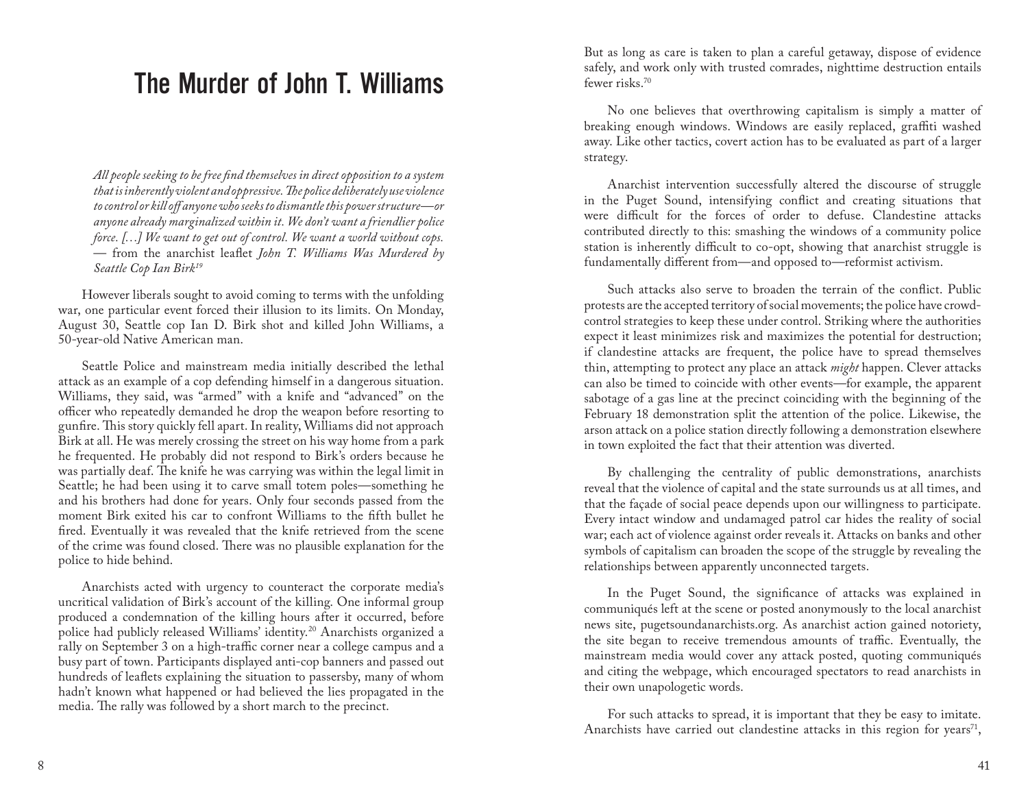# The Murder of John T. Williams

*All people seeking to be free find themselves in direct opposition to a system that is inherently violent and oppressive. The police deliberately use violence to control or kill off anyone who seeks to dismantle this power structure—or anyone already marginalized within it. We don't want a friendlier police force. […] We want to get out of control. We want a world without cops.* — from the anarchist leaflet *John T. Williams Was Murdered by Seattle Cop Ian Birk*[19]

However liberals sought to avoid coming to terms with the unfolding war, one particular event forced their illusion to its limits. On Monday, August 30, Seattle cop Ian D. Birk shot and killed John Williams, a 50-year-old Native American man.

Seattle Police and mainstream media initially described the lethal attack as an example of a cop defending himself in a dangerous situation. Williams, they said, was "armed" with a knife and "advanced" on the officer who repeatedly demanded he drop the weapon before resorting to gunfire. This story quickly fell apart. In reality, Williams did not approach Birk at all. He was merely crossing the street on his way home from a park he frequented. He probably did not respond to Birk's orders because he was partially deaf. The knife he was carrying was within the legal limit in Seattle; he had been using it to carve small totem poles—something he and his brothers had done for years. Only four seconds passed from the moment Birk exited his car to confront Williams to the fifth bullet he fired. Eventually it was revealed that the knife retrieved from the scene of the crime was found closed. There was no plausible explanation for the police to hide behind.

Anarchists acted with urgency to counteract the corporate media's uncritical validation of Birk's account of the killing. One informal group produced a condemnation of the killing hours after it occurred, before police had publicly released Williams' identity.[20] Anarchists organized a rally on September 3 on a high-traffic corner near a college campus and a busy part of town. Participants displayed anti-cop banners and passed out hundreds of leaflets explaining the situation to passersby, many of whom hadn't known what happened or had believed the lies propagated in the media. The rally was followed by a short march to the precinct.

But as long as care is taken to plan a careful getaway, dispose of evidence safely, and work only with trusted comrades, nighttime destruction entails fewer risks.[70]

No one believes that overthrowing capitalism is simply a matter of breaking enough windows. Windows are easily replaced, graffiti washed away. Like other tactics, covert action has to be evaluated as part of a larger strategy.

Anarchist intervention successfully altered the discourse of struggle in the Puget Sound, intensifying conflict and creating situations that were difficult for the forces of order to defuse. Clandestine attacks contributed directly to this: smashing the windows of a community police station is inherently difficult to co-opt, showing that anarchist struggle is fundamentally different from—and opposed to—reformist activism.

Such attacks also serve to broaden the terrain of the conflict. Public protests are the accepted territory of social movements; the police have crowd-control strategies to keep these under control. Striking where the authorities expect it least minimizes risk and maximizes the potential for destruction; if clandestine attacks are frequent, the police have to spread themselves thin, attempting to protect any place an attack *might* happen. Clever attacks can also be timed to coincide with other events—for example, the apparent sabotage of a gas line at the precinct coinciding with the beginning of the February 18 demonstration split the attention of the police. Likewise, the arson attack on a police station directly following a demonstration elsewhere in town exploited the fact that their attention was diverted.

By challenging the centrality of public demonstrations, anarchists reveal that the violence of capital and the state surrounds us at all times, and that the façade of social peace depends upon our willingness to participate. Every intact window and undamaged patrol car hides the reality of social war; each act of violence against order reveals it. Attacks on banks and other symbols of capitalism can broaden the scope of the struggle by revealing the relationships between apparently unconnected targets.

In the Puget Sound, the significance of attacks was explained in communiqués left at the scene or posted anonymously to the local anarchist news site, pugetsoundanarchists.org. As anarchist action gained notoriety, the site began to receive tremendous amounts of traffic. Eventually, the mainstream media would cover any attack posted, quoting communiqués and citing the webpage, which encouraged spectators to read anarchists in their own unapologetic words.

For such attacks to spread, it is important that they be easy to imitate. Anarchists have carried out clandestine attacks in this region for years[71],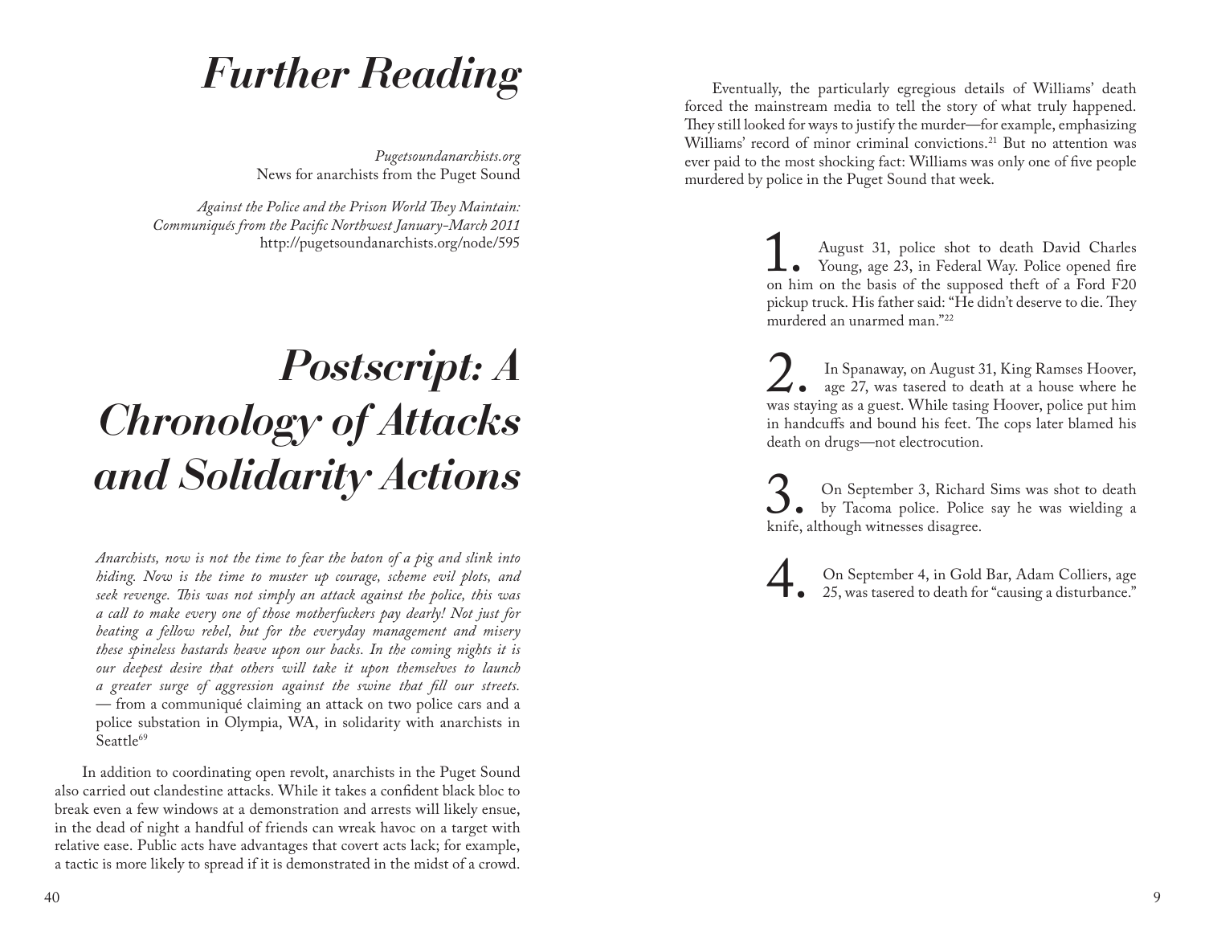# Further Reading

*Pugetsoundanarchists.org*
News for anarchists from the Puget Sound

*Against the Police and the Prison World They Maintain: Communiqués from the Pacific Northwest January–March 2011*
http://pugetsoundanarchists.org/node/595

# Postscript: A Chronology of Attacks and Solidarity Actions

> *Anarchists, now is not the time to fear the baton of a pig and slink into hiding. Now is the time to muster up courage, scheme evil plots, and seek revenge. This was not simply an attack against the police, this was a call to make every one of those motherfuckers pay dearly! Not just for beating a fellow rebel, but for the everyday management and misery these spineless bastards heave upon our backs. In the coming nights it is our deepest desire that others will take it upon themselves to launch a greater surge of aggression against the swine that fill our streets.*
> — from a communiqué claiming an attack on two police cars and a police substation in Olympia, WA, in solidarity with anarchists in Seattle[69]

In addition to coordinating open revolt, anarchists in the Puget Sound also carried out clandestine attacks. While it takes a confident black bloc to break even a few windows at a demonstration and arrests will likely ensue, in the dead of night a handful of friends can wreak havoc on a target with relative ease. Public acts have advantages that covert acts lack; for example, a tactic is more likely to spread if it is demonstrated in the midst of a crowd.

Eventually, the particularly egregious details of Williams' death forced the mainstream media to tell the story of what truly happened. They still looked for ways to justify the murder—for example, emphasizing Williams' record of minor criminal convictions.[21] But no attention was ever paid to the most shocking fact: Williams was only one of five people murdered by police in the Puget Sound that week.

1. August 31, police shot to death David Charles Young, age 23, in Federal Way. Police opened fire on him on the basis of the supposed theft of a Ford F20 pickup truck. His father said: "He didn't deserve to die. They murdered an unarmed man."[22]

2. In Spanaway, on August 31, King Ramses Hoover, age 27, was tasered to death at a house where he was staying as a guest. While tasing Hoover, police put him in handcuffs and bound his feet. The cops later blamed his death on drugs—not electrocution.

3. On September 3, Richard Sims was shot to death by Tacoma police. Police say he was wielding a knife, although witnesses disagree.

4. On September 4, in Gold Bar, Adam Colliers, age 25, was tasered to death for "causing a disturbance."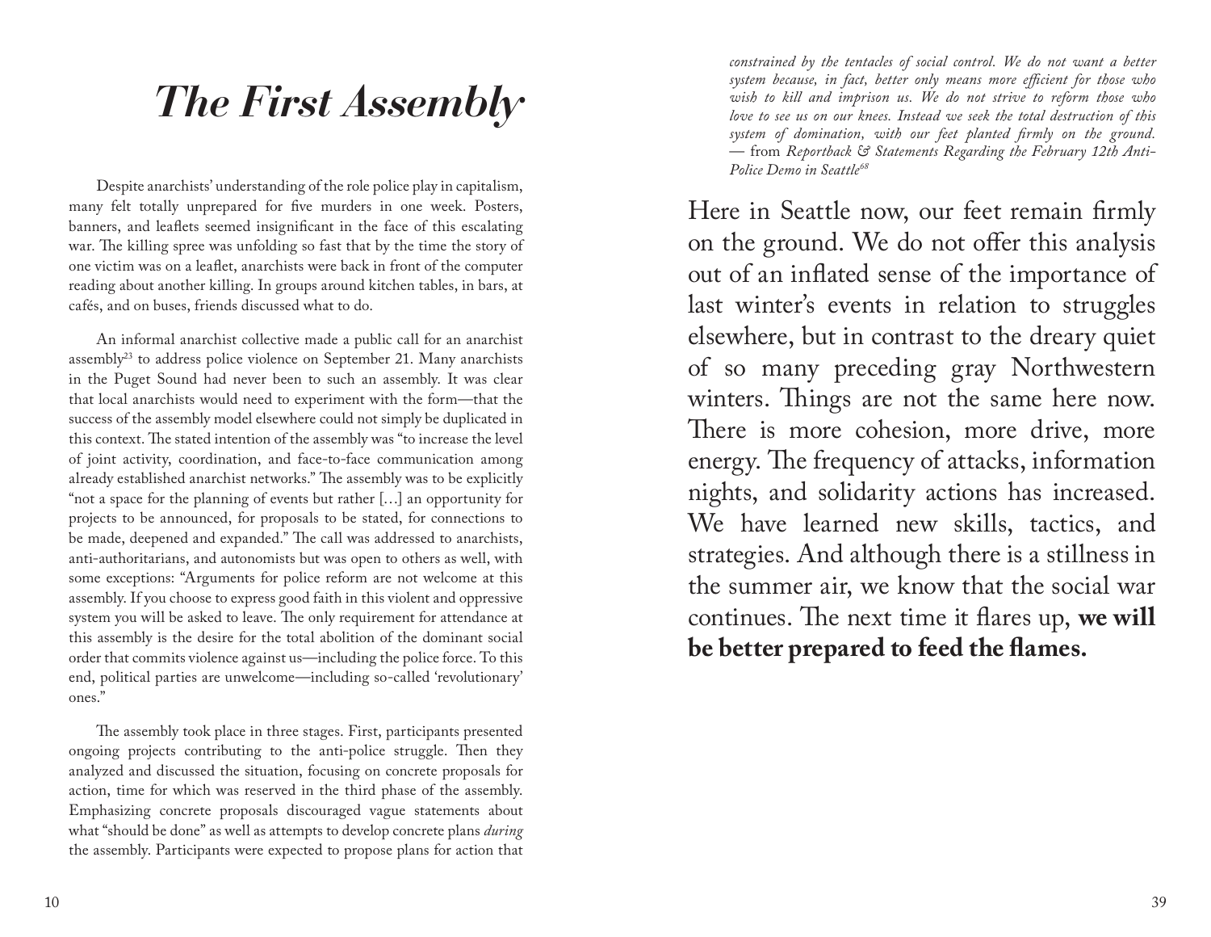# The First Assembly

Despite anarchists' understanding of the role police play in capitalism, many felt totally unprepared for five murders in one week. Posters, banners, and leaflets seemed insignificant in the face of this escalating war. The killing spree was unfolding so fast that by the time the story of one victim was on a leaflet, anarchists were back in front of the computer reading about another killing. In groups around kitchen tables, in bars, at cafés, and on buses, friends discussed what to do.

An informal anarchist collective made a public call for an anarchist assembly[23] to address police violence on September 21. Many anarchists in the Puget Sound had never been to such an assembly. It was clear that local anarchists would need to experiment with the form—that the success of the assembly model elsewhere could not simply be duplicated in this context. The stated intention of the assembly was "to increase the level of joint activity, coordination, and face-to-face communication among already established anarchist networks." The assembly was to be explicitly "not a space for the planning of events but rather [...] an opportunity for projects to be announced, for proposals to be stated, for connections to be made, deepened and expanded." The call was addressed to anarchists, anti-authoritarians, and autonomists but was open to others as well, with some exceptions: "Arguments for police reform are not welcome at this assembly. If you choose to express good faith in this violent and oppressive system you will be asked to leave. The only requirement for attendance at this assembly is the desire for the total abolition of the dominant social order that commits violence against us—including the police force. To this end, political parties are unwelcome—including so-called 'revolutionary' ones."

The assembly took place in three stages. First, participants presented ongoing projects contributing to the anti-police struggle. Then they analyzed and discussed the situation, focusing on concrete proposals for action, time for which was reserved in the third phase of the assembly. Emphasizing concrete proposals discouraged vague statements about what "should be done" as well as attempts to develop concrete plans *during* the assembly. Participants were expected to propose plans for action that

*constrained by the tentacles of social control. We do not want a better system because, in fact, better only means more efficient for those who wish to kill and imprison us. We do not strive to reform those who love to see us on our knees. Instead we seek the total destruction of this system of domination, with our feet planted firmly on the ground.*
— from *Reportback & Statements Regarding the February 12th Anti-Police Demo in Seattle*[68]

Here in Seattle now, our feet remain firmly on the ground. We do not offer this analysis out of an inflated sense of the importance of last winter's events in relation to struggles elsewhere, but in contrast to the dreary quiet of so many preceding gray Northwestern winters. Things are not the same here now. There is more cohesion, more drive, more energy. The frequency of attacks, information nights, and solidarity actions has increased. We have learned new skills, tactics, and strategies. And although there is a stillness in the summer air, we know that the social war continues. The next time it flares up, **we will be better prepared to feed the flames.**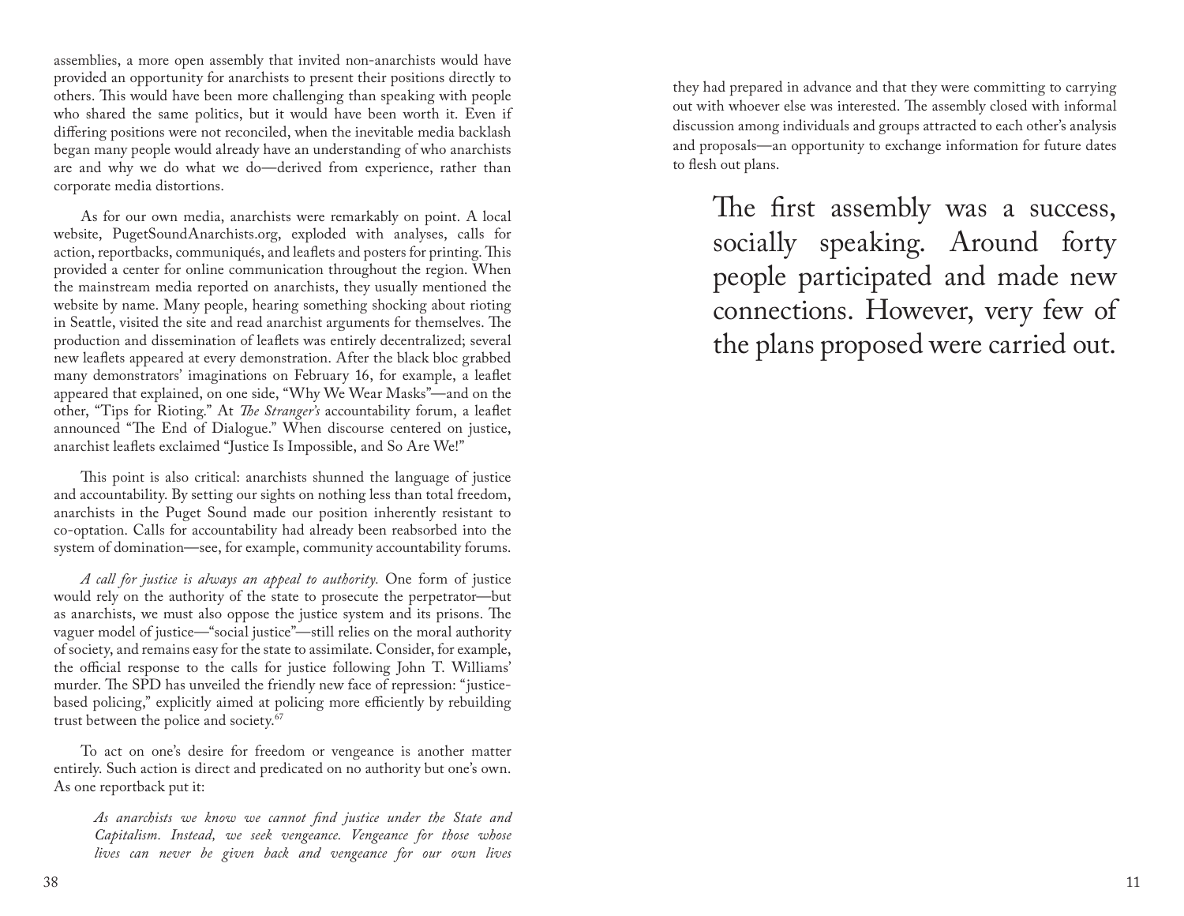assemblies, a more open assembly that invited non-anarchists would have provided an opportunity for anarchists to present their positions directly to others. This would have been more challenging than speaking with people who shared the same politics, but it would have been worth it. Even if differing positions were not reconciled, when the inevitable media backlash began many people would already have an understanding of who anarchists are and why we do what we do—derived from experience, rather than corporate media distortions.

As for our own media, anarchists were remarkably on point. A local website, PugetSoundAnarchists.org, exploded with analyses, calls for action, reportbacks, communiqués, and leaflets and posters for printing. This provided a center for online communication throughout the region. When the mainstream media reported on anarchists, they usually mentioned the website by name. Many people, hearing something shocking about rioting in Seattle, visited the site and read anarchist arguments for themselves. The production and dissemination of leaflets was entirely decentralized; several new leaflets appeared at every demonstration. After the black bloc grabbed many demonstrators' imaginations on February 16, for example, a leaflet appeared that explained, on one side, "Why We Wear Masks"—and on the other, "Tips for Rioting." At *The Stranger's* accountability forum, a leaflet announced "The End of Dialogue." When discourse centered on justice, anarchist leaflets exclaimed "Justice Is Impossible, and So Are We!"

This point is also critical: anarchists shunned the language of justice and accountability. By setting our sights on nothing less than total freedom, anarchists in the Puget Sound made our position inherently resistant to co-optation. Calls for accountability had already been reabsorbed into the system of domination—see, for example, community accountability forums.

*A call for justice is always an appeal to authority.* One form of justice would rely on the authority of the state to prosecute the perpetrator—but as anarchists, we must also oppose the justice system and its prisons. The vaguer model of justice—"social justice"—still relies on the moral authority of society, and remains easy for the state to assimilate. Consider, for example, the official response to the calls for justice following John T. Williams' murder. The SPD has unveiled the friendly new face of repression: "justice-based policing," explicitly aimed at policing more efficiently by rebuilding trust between the police and society.[67]

To act on one's desire for freedom or vengeance is another matter entirely. Such action is direct and predicated on no authority but one's own. As one reportback put it:

> *As anarchists we know we cannot find justice under the State and Capitalism. Instead, we seek vengeance. Vengeance for those whose lives can never be given back and vengeance for our own lives*

they had prepared in advance and that they were committing to carrying out with whoever else was interested. The assembly closed with informal discussion among individuals and groups attracted to each other's analysis and proposals—an opportunity to exchange information for future dates to flesh out plans.

> The first assembly was a success, socially speaking. Around forty people participated and made new connections. However, very few of the plans proposed were carried out.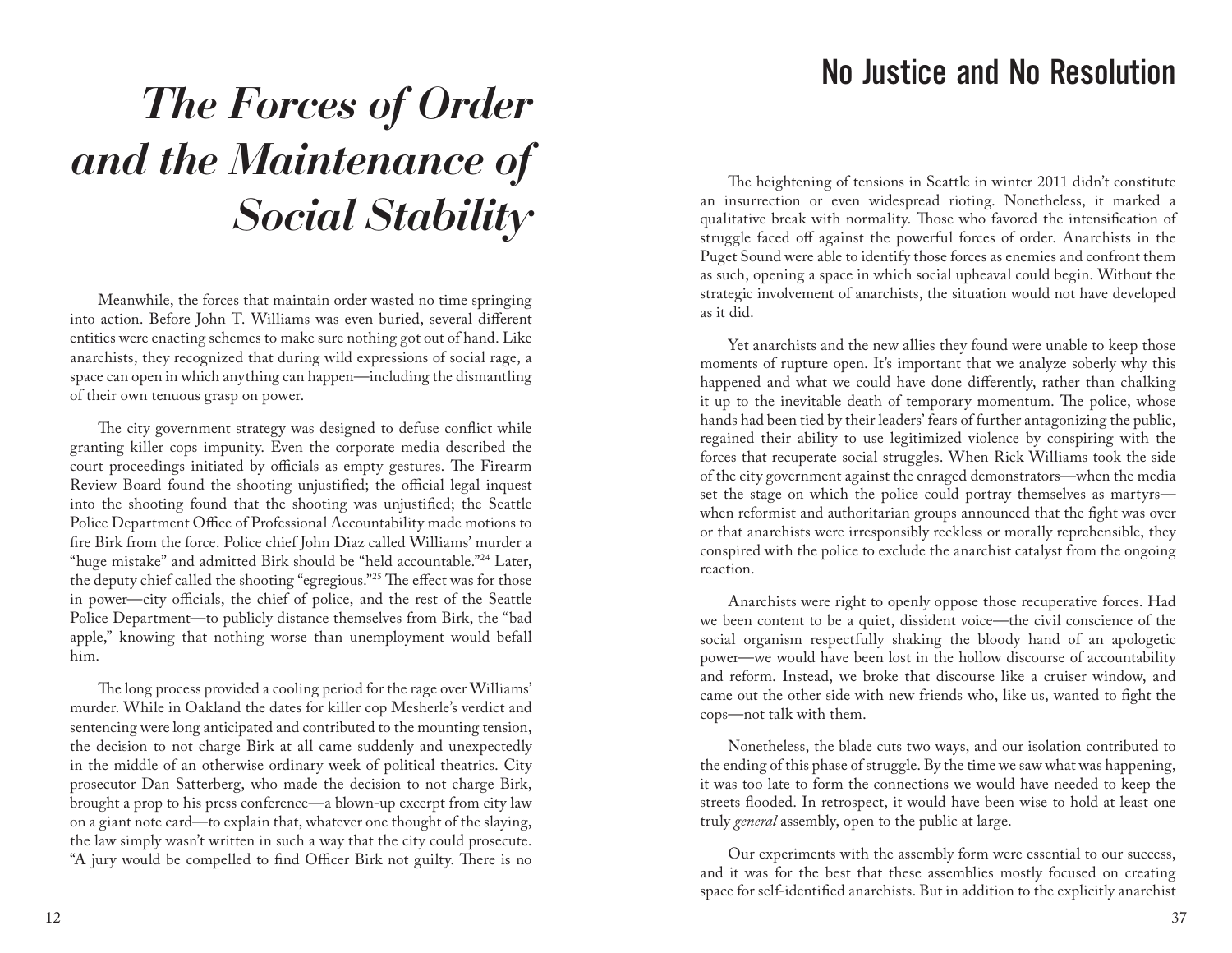# *The Forces of Order and the Maintenance of Social Stability*

Meanwhile, the forces that maintain order wasted no time springing into action. Before John T. Williams was even buried, several different entities were enacting schemes to make sure nothing got out of hand. Like anarchists, they recognized that during wild expressions of social rage, a space can open in which anything can happen—including the dismantling of their own tenuous grasp on power.

The city government strategy was designed to defuse conflict while granting killer cops impunity. Even the corporate media described the court proceedings initiated by officials as empty gestures. The Firearm Review Board found the shooting unjustified; the official legal inquest into the shooting found that the shooting was unjustified; the Seattle Police Department Office of Professional Accountability made motions to fire Birk from the force. Police chief John Diaz called Williams' murder a "huge mistake" and admitted Birk should be "held accountable."[24] Later, the deputy chief called the shooting "egregious."[25] The effect was for those in power—city officials, the chief of police, and the rest of the Seattle Police Department—to publicly distance themselves from Birk, the "bad apple," knowing that nothing worse than unemployment would befall him.

The long process provided a cooling period for the rage over Williams' murder. While in Oakland the dates for killer cop Mesherle's verdict and sentencing were long anticipated and contributed to the mounting tension, the decision to not charge Birk at all came suddenly and unexpectedly in the middle of an otherwise ordinary week of political theatrics. City prosecutor Dan Satterberg, who made the decision to not charge Birk, brought a prop to his press conference—a blown-up excerpt from city law on a giant note card—to explain that, whatever one thought of the slaying, the law simply wasn't written in such a way that the city could prosecute. "A jury would be compelled to find Officer Birk not guilty. There is no

## No Justice and No Resolution

The heightening of tensions in Seattle in winter 2011 didn't constitute an insurrection or even widespread rioting. Nonetheless, it marked a qualitative break with normality. Those who favored the intensification of struggle faced off against the powerful forces of order. Anarchists in the Puget Sound were able to identify those forces as enemies and confront them as such, opening a space in which social upheaval could begin. Without the strategic involvement of anarchists, the situation would not have developed as it did.

Yet anarchists and the new allies they found were unable to keep those moments of rupture open. It's important that we analyze soberly why this happened and what we could have done differently, rather than chalking it up to the inevitable death of temporary momentum. The police, whose hands had been tied by their leaders' fears of further antagonizing the public, regained their ability to use legitimized violence by conspiring with the forces that recuperate social struggles. When Rick Williams took the side of the city government against the enraged demonstrators—when the media set the stage on which the police could portray themselves as martyrs—when reformist and authoritarian groups announced that the fight was over or that anarchists were irresponsibly reckless or morally reprehensible, they conspired with the police to exclude the anarchist catalyst from the ongoing reaction.

Anarchists were right to openly oppose those recuperative forces. Had we been content to be a quiet, dissident voice—the civil conscience of the social organism respectfully shaking the bloody hand of an apologetic power—we would have been lost in the hollow discourse of accountability and reform. Instead, we broke that discourse like a cruiser window, and came out the other side with new friends who, like us, wanted to fight the cops—not talk with them.

Nonetheless, the blade cuts two ways, and our isolation contributed to the ending of this phase of struggle. By the time we saw what was happening, it was too late to form the connections we would have needed to keep the streets flooded. In retrospect, it would have been wise to hold at least one truly *general* assembly, open to the public at large.

Our experiments with the assembly form were essential to our success, and it was for the best that these assemblies mostly focused on creating space for self-identified anarchists. But in addition to the explicitly anarchist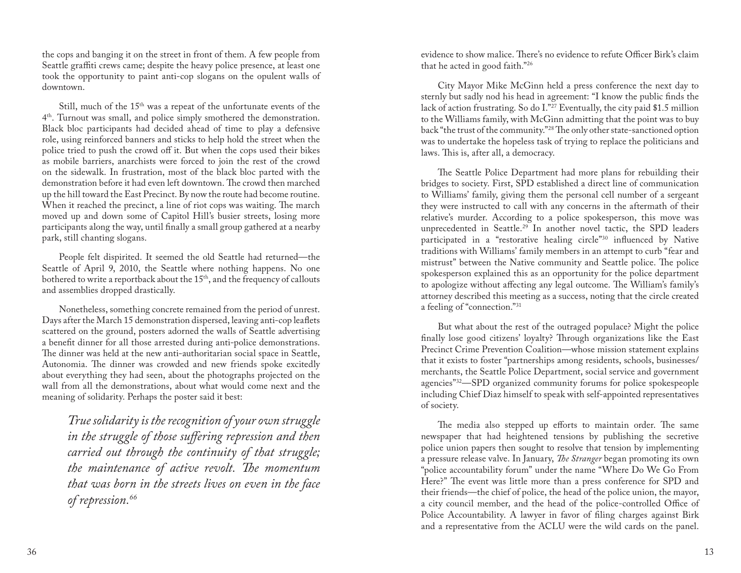the cops and banging it on the street in front of them. A few people from Seattle graffiti crews came; despite the heavy police presence, at least one took the opportunity to paint anti-cop slogans on the opulent walls of downtown.

Still, much of the 15th was a repeat of the unfortunate events of the 4th. Turnout was small, and police simply smothered the demonstration. Black bloc participants had decided ahead of time to play a defensive role, using reinforced banners and sticks to help hold the street when the police tried to push the crowd off it. But when the cops used their bikes as mobile barriers, anarchists were forced to join the rest of the crowd on the sidewalk. In frustration, most of the black bloc parted with the demonstration before it had even left downtown. The crowd then marched up the hill toward the East Precinct. By now the route had become routine. When it reached the precinct, a line of riot cops was waiting. The march moved up and down some of Capitol Hill's busier streets, losing more participants along the way, until finally a small group gathered at a nearby park, still chanting slogans.

People felt dispirited. It seemed the old Seattle had returned—the Seattle of April 9, 2010, the Seattle where nothing happens. No one bothered to write a reportback about the 15th, and the frequency of callouts and assemblies dropped drastically.

Nonetheless, something concrete remained from the period of unrest. Days after the March 15 demonstration dispersed, leaving anti-cop leaflets scattered on the ground, posters adorned the walls of Seattle advertising a benefit dinner for all those arrested during anti-police demonstrations. The dinner was held at the new anti-authoritarian social space in Seattle, Autonomia. The dinner was crowded and new friends spoke excitedly about everything they had seen, about the photographs projected on the wall from all the demonstrations, about what would come next and the meaning of solidarity. Perhaps the poster said it best:

> *True solidarity is the recognition of your own struggle in the struggle of those suffering repression and then carried out through the continuity of that struggle; the maintenance of active revolt. The momentum that was born in the streets lives on even in the face of repression.*[66]

evidence to show malice. There's no evidence to refute Officer Birk's claim that he acted in good faith."[26]

City Mayor Mike McGinn held a press conference the next day to sternly but sadly nod his head in agreement: "I know the public finds the lack of action frustrating. So do I."[27] Eventually, the city paid $1.5 million to the Williams family, with McGinn admitting that the point was to buy back "the trust of the community."[28] The only other state-sanctioned option was to undertake the hopeless task of trying to replace the politicians and laws. This is, after all, a democracy.

The Seattle Police Department had more plans for rebuilding their bridges to society. First, SPD established a direct line of communication to Williams' family, giving them the personal cell number of a sergeant they were instructed to call with any concerns in the aftermath of their relative's murder. According to a police spokesperson, this move was unprecedented in Seattle.[29] In another novel tactic, the SPD leaders participated in a "restorative healing circle"[30] influenced by Native traditions with Williams' family members in an attempt to curb "fear and mistrust" between the Native community and Seattle police. The police spokesperson explained this as an opportunity for the police department to apologize without affecting any legal outcome. The William's family's attorney described this meeting as a success, noting that the circle created a feeling of "connection."[31]

But what about the rest of the outraged populace? Might the police finally lose good citizens' loyalty? Through organizations like the East Precinct Crime Prevention Coalition—whose mission statement explains that it exists to foster "partnerships among residents, schools, businesses/merchants, the Seattle Police Department, social service and government agencies"[32]—SPD organized community forums for police spokespeople including Chief Diaz himself to speak with self-appointed representatives of society.

The media also stepped up efforts to maintain order. The same newspaper that had heightened tensions by publishing the secretive police union papers then sought to resolve that tension by implementing a pressure release valve. In January, *The Stranger* began promoting its own "police accountability forum" under the name "Where Do We Go From Here?" The event was little more than a press conference for SPD and their friends—the chief of police, the head of the police union, the mayor, a city council member, and the head of the police-controlled Office of Police Accountability. A lawyer in favor of filing charges against Birk and a representative from the ACLU were the wild cards on the panel.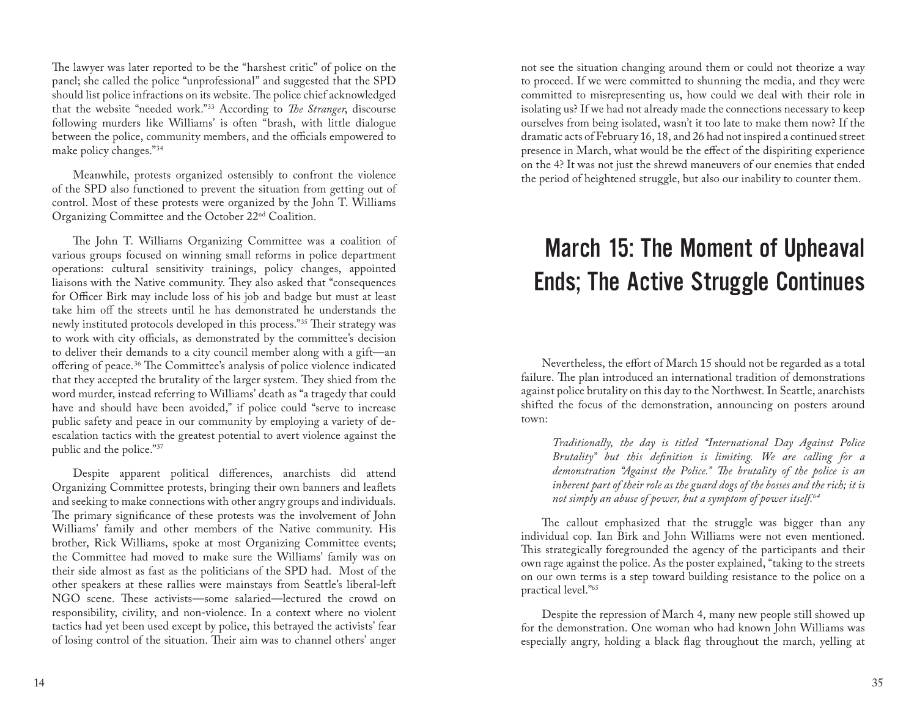The lawyer was later reported to be the "harshest critic" of police on the panel; she called the police "unprofessional" and suggested that the SPD should list police infractions on its website. The police chief acknowledged that the website "needed work."[33] According to *The Stranger*, discourse following murders like Williams' is often "brash, with little dialogue between the police, community members, and the officials empowered to make policy changes."[34]

Meanwhile, protests organized ostensibly to confront the violence of the SPD also functioned to prevent the situation from getting out of control. Most of these protests were organized by the John T. Williams Organizing Committee and the October 22nd Coalition.

The John T. Williams Organizing Committee was a coalition of various groups focused on winning small reforms in police department operations: cultural sensitivity trainings, policy changes, appointed liaisons with the Native community. They also asked that "consequences for Officer Birk may include loss of his job and badge but must at least take him off the streets until he has demonstrated he understands the newly instituted protocols developed in this process."[35] Their strategy was to work with city officials, as demonstrated by the committee's decision to deliver their demands to a city council member along with a gift—an offering of peace.[36] The Committee's analysis of police violence indicated that they accepted the brutality of the larger system. They shied from the word murder, instead referring to Williams' death as "a tragedy that could have and should have been avoided," if police could "serve to increase public safety and peace in our community by employing a variety of de-escalation tactics with the greatest potential to avert violence against the public and the police."[37]

Despite apparent political differences, anarchists did attend Organizing Committee protests, bringing their own banners and leaflets and seeking to make connections with other angry groups and individuals. The primary significance of these protests was the involvement of John Williams' family and other members of the Native community. His brother, Rick Williams, spoke at most Organizing Committee events; the Committee had moved to make sure the Williams' family was on their side almost as fast as the politicians of the SPD had. Most of the other speakers at these rallies were mainstays from Seattle's liberal-left NGO scene. These activists—some salaried—lectured the crowd on responsibility, civility, and non-violence. In a context where no violent tactics had yet been used except by police, this betrayed the activists' fear of losing control of the situation. Their aim was to channel others' anger

not see the situation changing around them or could not theorize a way to proceed. If we were committed to shunning the media, and they were committed to misrepresenting us, how could we deal with their role in isolating us? If we had not already made the connections necessary to keep ourselves from being isolated, wasn't it too late to make them now? If the dramatic acts of February 16, 18, and 26 had not inspired a continued street presence in March, what would be the effect of the dispiriting experience on the 4? It was not just the shrewd maneuvers of our enemies that ended the period of heightened struggle, but also our inability to counter them.

## March 15: The Moment of Upheaval Ends; The Active Struggle Continues

Nevertheless, the effort of March 15 should not be regarded as a total failure. The plan introduced an international tradition of demonstrations against police brutality on this day to the Northwest. In Seattle, anarchists shifted the focus of the demonstration, announcing on posters around town:

> *Traditionally, the day is titled "International Day Against Police Brutality" but this definition is limiting. We are calling for a demonstration "Against the Police." The brutality of the police is an inherent part of their role as the guard dogs of the bosses and the rich; it is not simply an abuse of power, but a symptom of power itself.*[64]

The callout emphasized that the struggle was bigger than any individual cop. Ian Birk and John Williams were not even mentioned. This strategically foregrounded the agency of the participants and their own rage against the police. As the poster explained, "taking to the streets on our own terms is a step toward building resistance to the police on a practical level."[65]

Despite the repression of March 4, many new people still showed up for the demonstration. One woman who had known John Williams was especially angry, holding a black flag throughout the march, yelling at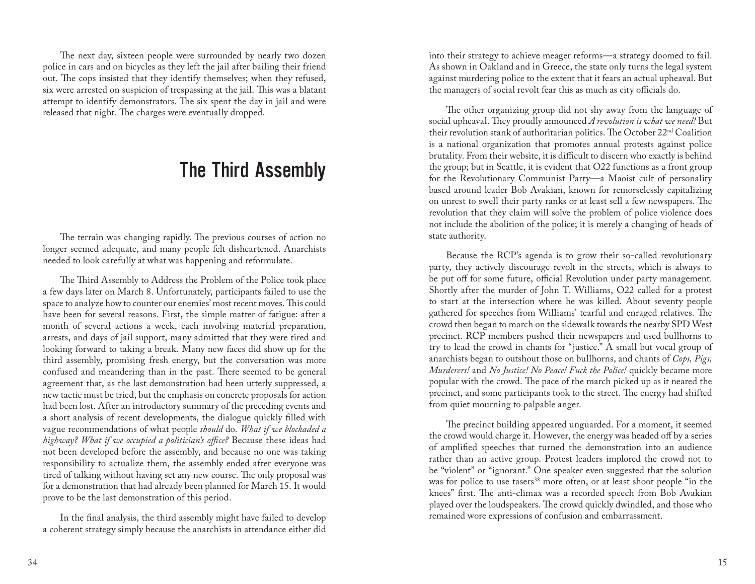The next day, sixteen people were surrounded by nearly two dozen police in cars and on bicycles as they left the jail after bailing their friend out. The cops insisted that they identify themselves; when they refused, six were arrested on suspicion of trespassing at the jail. This was a blatant attempt to identify demonstrators. The six spent the day in jail and were released that night. The charges were eventually dropped.

## The Third Assembly

The terrain was changing rapidly. The previous courses of action no longer seemed adequate, and many people felt disheartened. Anarchists needed to look carefully at what was happening and reformulate.

The Third Assembly to Address the Problem of the Police took place a few days later on March 8. Unfortunately, participants failed to use the space to analyze how to counter our enemies' most recent moves. This could have been for several reasons. First, the simple matter of fatigue: after a month of several actions a week, each involving material preparation, arrests, and days of jail support, many admitted that they were tired and looking forward to taking a break. Many new faces did show up for the third assembly, promising fresh energy, but the conversation was more confused and meandering than in the past. There seemed to be general agreement that, as the last demonstration had been utterly suppressed, a new tactic must be tried, but the emphasis on concrete proposals for action had been lost. After an introductory summary of the preceding events and a short analysis of recent developments, the dialogue quickly filled with vague recommendations of what people *should* do. *What if we blockaded a highway? What if we occupied a politician's office?* Because these ideas had not been developed before the assembly, and because no one was taking responsibility to actualize them, the assembly ended after everyone was tired of talking without having set any new course. The only proposal was for a demonstration that had already been planned for March 15. It would prove to be the last demonstration of this period.

In the final analysis, the third assembly might have failed to develop a coherent strategy simply because the anarchists in attendance either did

into their strategy to achieve meager reforms—a strategy doomed to fail. As shown in Oakland and in Greece, the state only turns the legal system against murdering police to the extent that it fears an actual upheaval. But the managers of social revolt fear this as much as city officials do.

The other organizing group did not shy away from the language of social upheaval. They proudly announced *A revolution is what we need!* But their revolution stank of authoritarian politics. The October 22nd Coalition is a national organization that promotes annual protests against police brutality. From their website, it is difficult to discern who exactly is behind the group; but in Seattle, it is evident that O22 functions as a front group for the Revolutionary Communist Party—a Maoist cult of personality based around leader Bob Avakian, known for remorselessly capitalizing on unrest to swell their party ranks or at least sell a few newspapers. The revolution that they claim will solve the problem of police violence does not include the abolition of the police; it is merely a changing of heads of state authority.

Because the RCP's agenda is to grow their so-called revolutionary party, they actively discourage revolt in the streets, which is always to be put off for some future, official Revolution under party management. Shortly after the murder of John T. Williams, O22 called for a protest to start at the intersection where he was killed. About seventy people gathered for speeches from Williams' tearful and enraged relatives. The crowd then began to march on the sidewalk towards the nearby SPD West precinct. RCP members pushed their newspapers and used bullhorns to try to lead the crowd in chants for "justice." A small but vocal group of anarchists began to outshout those on bullhorns, and chants of *Cops, Pigs, Murderers!* and *No Justice! No Peace! Fuck the Police!* quickly became more popular with the crowd. The pace of the march picked up as it neared the precinct, and some participants took to the street. The energy had shifted from quiet mourning to palpable anger.

The precinct building appeared unguarded. For a moment, it seemed the crowd would charge it. However, the energy was headed off by a series of amplified speeches that turned the demonstration into an audience rather than an active group. Protest leaders implored the crowd not to be "violent" or "ignorant." One speaker even suggested that the solution was for police to use tasers[38] more often, or at least shoot people "in the knees" first. The anti-climax was a recorded speech from Bob Avakian played over the loudspeakers. The crowd quickly dwindled, and those who remained wore expressions of confusion and embarrassment.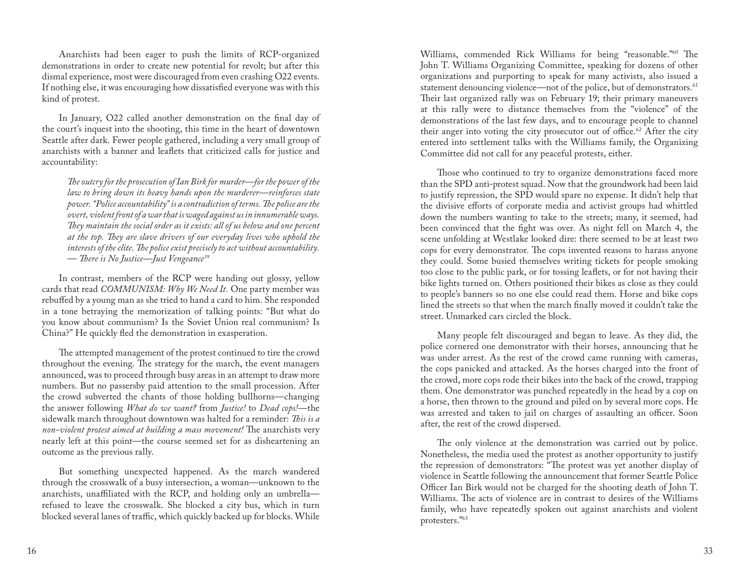Anarchists had been eager to push the limits of RCP-organized demonstrations in order to create new potential for revolt; but after this dismal experience, most were discouraged from even crashing O22 events. If nothing else, it was encouraging how dissatisfied everyone was with this kind of protest.

In January, O22 called another demonstration on the final day of the court's inquest into the shooting, this time in the heart of downtown Seattle after dark. Fewer people gathered, including a very small group of anarchists with a banner and leaflets that criticized calls for justice and accountability:

> *The outcry for the prosecution of Ian Birk for murder—for the power of the law to bring down its heavy hands upon the murderer—reinforces state power. "Police accountability" is a contradiction of terms. The police are the overt, violent front of a war that is waged against us in innumerable ways. They maintain the social order as it exists: all of us below and one percent at the top. They are slave drivers of our everyday lives who uphold the interests of the elite. The police exist precisely to act without accountability.*
> *— There is No Justice—Just Vengeance*[39]

In contrast, members of the RCP were handing out glossy, yellow cards that read *COMMUNISM: Why We Need It.* One party member was rebuffed by a young man as she tried to hand a card to him. She responded in a tone betraying the memorization of talking points: "But what do you know about communism? Is the Soviet Union real communism? Is China?" He quickly fled the demonstration in exasperation.

The attempted management of the protest continued to tire the crowd throughout the evening. The strategy for the march, the event managers announced, was to proceed through busy areas in an attempt to draw more numbers. But no passersby paid attention to the small procession. After the crowd subverted the chants of those holding bullhorns—changing the answer following *What do we want?* from *Justice!* to *Dead cops!*—the sidewalk march throughout downtown was halted for a reminder: *This is a non-violent protest aimed at building a mass movement!* The anarchists very nearly left at this point—the course seemed set for as disheartening an outcome as the previous rally.

But something unexpected happened. As the march wandered through the crosswalk of a busy intersection, a woman—unknown to the anarchists, unaffiliated with the RCP, and holding only an umbrella—refused to leave the crosswalk. She blocked a city bus, which in turn blocked several lanes of traffic, which quickly backed up for blocks. While

Williams, commended Rick Williams for being "reasonable."[60] The John T. Williams Organizing Committee, speaking for dozens of other organizations and purporting to speak for many activists, also issued a statement denouncing violence—not of the police, but of demonstrators.[61] Their last organized rally was on February 19; their primary maneuvers at this rally were to distance themselves from the "violence" of the demonstrations of the last few days, and to encourage people to channel their anger into voting the city prosecutor out of office.[62] After the city entered into settlement talks with the Williams family, the Organizing Committee did not call for any peaceful protests, either.

Those who continued to try to organize demonstrations faced more than the SPD anti-protest squad. Now that the groundwork had been laid to justify repression, the SPD would spare no expense. It didn't help that the divisive efforts of corporate media and activist groups had whittled down the numbers wanting to take to the streets; many, it seemed, had been convinced that the fight was over. As night fell on March 4, the scene unfolding at Westlake looked dire: there seemed to be at least two cops for every demonstrator. The cops invented reasons to harass anyone they could. Some busied themselves writing tickets for people smoking too close to the public park, or for tossing leaflets, or for not having their bike lights turned on. Others positioned their bikes as close as they could to people's banners so no one else could read them. Horse and bike cops lined the streets so that when the march finally moved it couldn't take the street. Unmarked cars circled the block.

Many people felt discouraged and began to leave. As they did, the police cornered one demonstrator with their horses, announcing that he was under arrest. As the rest of the crowd came running with cameras, the cops panicked and attacked. As the horses charged into the front of the crowd, more cops rode their bikes into the back of the crowd, trapping them. One demonstrator was punched repeatedly in the head by a cop on a horse, then thrown to the ground and piled on by several more cops. He was arrested and taken to jail on charges of assaulting an officer. Soon after, the rest of the crowd dispersed.

The only violence at the demonstration was carried out by police. Nonetheless, the media used the protest as another opportunity to justify the repression of demonstrators: "The protest was yet another display of violence in Seattle following the announcement that former Seattle Police Officer Ian Birk would not be charged for the shooting death of John T. Williams. The acts of violence are in contrast to desires of the Williams family, who have repeatedly spoken out against anarchists and violent protesters."[63]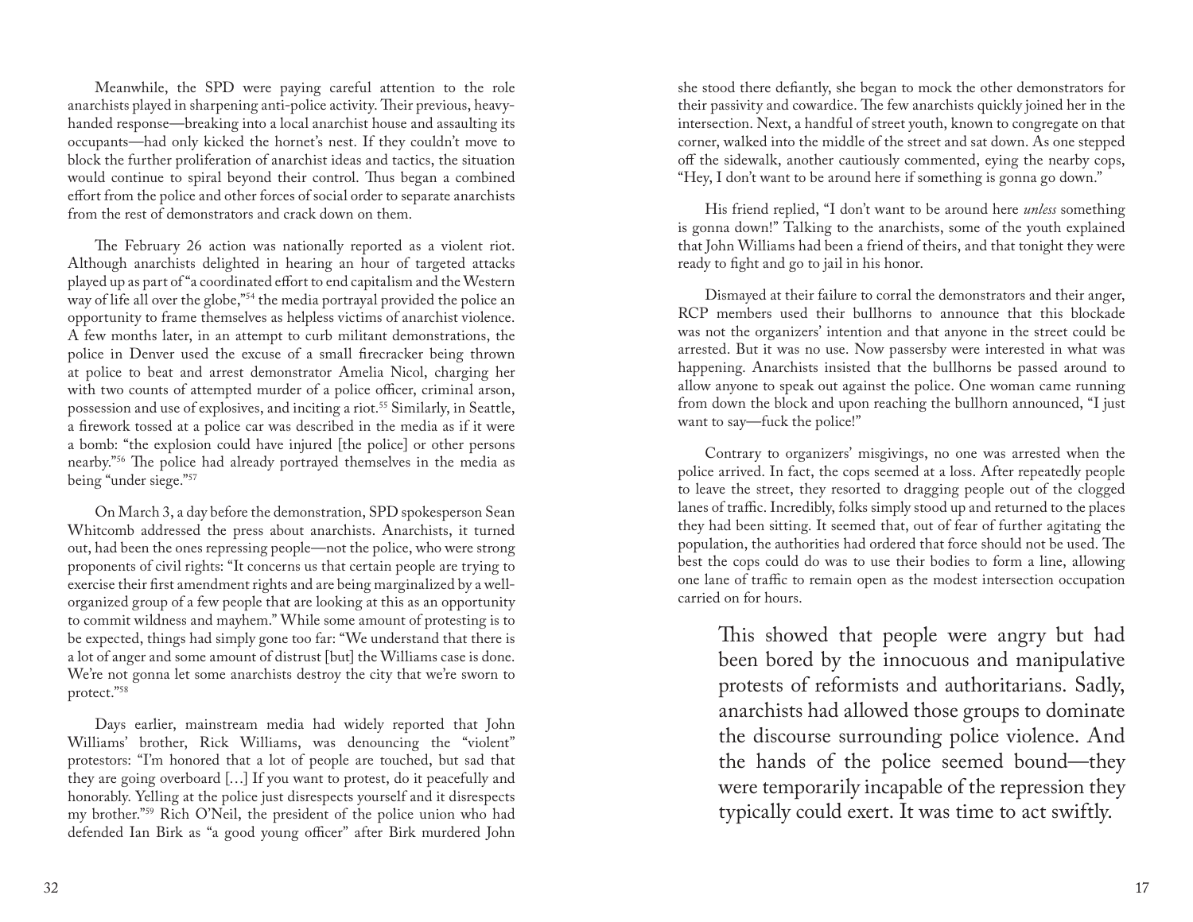Meanwhile, the SPD were paying careful attention to the role anarchists played in sharpening anti-police activity. Their previous, heavy-handed response—breaking into a local anarchist house and assaulting its occupants—had only kicked the hornet's nest. If they couldn't move to block the further proliferation of anarchist ideas and tactics, the situation would continue to spiral beyond their control. Thus began a combined effort from the police and other forces of social order to separate anarchists from the rest of demonstrators and crack down on them.

The February 26 action was nationally reported as a violent riot. Although anarchists delighted in hearing an hour of targeted attacks played up as part of "a coordinated effort to end capitalism and the Western way of life all over the globe,"[54] the media portrayal provided the police an opportunity to frame themselves as helpless victims of anarchist violence. A few months later, in an attempt to curb militant demonstrations, the police in Denver used the excuse of a small firecracker being thrown at police to beat and arrest demonstrator Amelia Nicol, charging her with two counts of attempted murder of a police officer, criminal arson, possession and use of explosives, and inciting a riot.[55] Similarly, in Seattle, a firework tossed at a police car was described in the media as if it were a bomb: "the explosion could have injured [the police] or other persons nearby."[56] The police had already portrayed themselves in the media as being "under siege."[57]

On March 3, a day before the demonstration, SPD spokesperson Sean Whitcomb addressed the press about anarchists. Anarchists, it turned out, had been the ones repressing people—not the police, who were strong proponents of civil rights: "It concerns us that certain people are trying to exercise their first amendment rights and are being marginalized by a well-organized group of a few people that are looking at this as an opportunity to commit wildness and mayhem." While some amount of protesting is to be expected, things had simply gone too far: "We understand that there is a lot of anger and some amount of distrust [but] the Williams case is done. We're not gonna let some anarchists destroy the city that we're sworn to protect."[58]

Days earlier, mainstream media had widely reported that John Williams' brother, Rick Williams, was denouncing the "violent" protestors: "I'm honored that a lot of people are touched, but sad that they are going overboard […] If you want to protest, do it peacefully and honorably. Yelling at the police just disrespects yourself and it disrespects my brother."[59] Rich O'Neil, the president of the police union who had defended Ian Birk as "a good young officer" after Birk murdered John

she stood there defiantly, she began to mock the other demonstrators for their passivity and cowardice. The few anarchists quickly joined her in the intersection. Next, a handful of street youth, known to congregate on that corner, walked into the middle of the street and sat down. As one stepped off the sidewalk, another cautiously commented, eying the nearby cops, "Hey, I don't want to be around here if something is gonna go down."

His friend replied, "I don't want to be around here *unless* something is gonna down!" Talking to the anarchists, some of the youth explained that John Williams had been a friend of theirs, and that tonight they were ready to fight and go to jail in his honor.

Dismayed at their failure to corral the demonstrators and their anger, RCP members used their bullhorns to announce that this blockade was not the organizers' intention and that anyone in the street could be arrested. But it was no use. Now passersby were interested in what was happening. Anarchists insisted that the bullhorns be passed around to allow anyone to speak out against the police. One woman came running from down the block and upon reaching the bullhorn announced, "I just want to say—fuck the police!"

Contrary to organizers' misgivings, no one was arrested when the police arrived. In fact, the cops seemed at a loss. After repeatedly people to leave the street, they resorted to dragging people out of the clogged lanes of traffic. Incredibly, folks simply stood up and returned to the places they had been sitting. It seemed that, out of fear of further agitating the population, the authorities had ordered that force should not be used. The best the cops could do was to use their bodies to form a line, allowing one lane of traffic to remain open as the modest intersection occupation carried on for hours.

> This showed that people were angry but had been bored by the innocuous and manipulative protests of reformists and authoritarians. Sadly, anarchists had allowed those groups to dominate the discourse surrounding police violence. And the hands of the police seemed bound—they were temporarily incapable of the repression they typically could exert. It was time to act swiftly.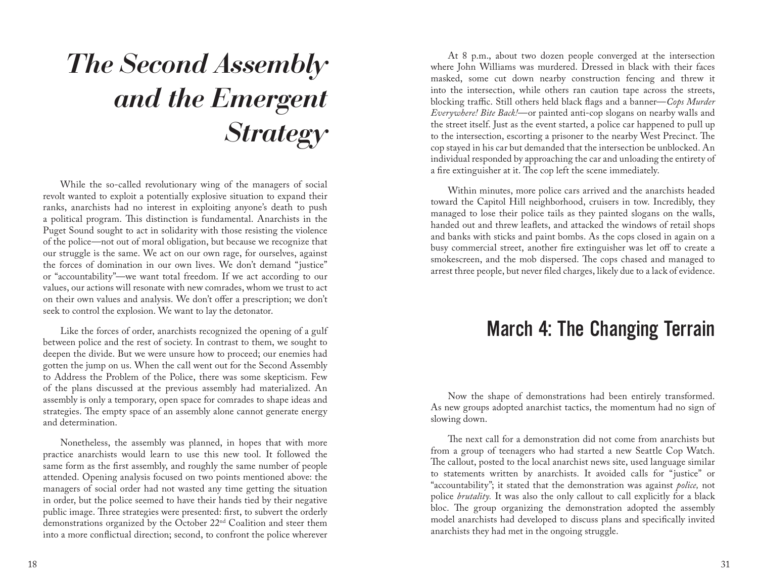# *The Second Assembly and the Emergent Strategy*

While the so-called revolutionary wing of the managers of social revolt wanted to exploit a potentially explosive situation to expand their ranks, anarchists had no interest in exploiting anyone's death to push a political program. This distinction is fundamental. Anarchists in the Puget Sound sought to act in solidarity with those resisting the violence of the police—not out of moral obligation, but because we recognize that our struggle is the same. We act on our own rage, for ourselves, against the forces of domination in our own lives. We don't demand "justice" or "accountability"—we want total freedom. If we act according to our values, our actions will resonate with new comrades, whom we trust to act on their own values and analysis. We don't offer a prescription; we don't seek to control the explosion. We want to lay the detonator.

Like the forces of order, anarchists recognized the opening of a gulf between police and the rest of society. In contrast to them, we sought to deepen the divide. But we were unsure how to proceed; our enemies had gotten the jump on us. When the call went out for the Second Assembly to Address the Problem of the Police, there was some skepticism. Few of the plans discussed at the previous assembly had materialized. An assembly is only a temporary, open space for comrades to shape ideas and strategies. The empty space of an assembly alone cannot generate energy and determination.

Nonetheless, the assembly was planned, in hopes that with more practice anarchists would learn to use this new tool. It followed the same form as the first assembly, and roughly the same number of people attended. Opening analysis focused on two points mentioned above: the managers of social order had not wasted any time getting the situation in order, but the police seemed to have their hands tied by their negative public image. Three strategies were presented: first, to subvert the orderly demonstrations organized by the October 22nd Coalition and steer them into a more conflictual direction; second, to confront the police wherever

At 8 p.m., about two dozen people converged at the intersection where John Williams was murdered. Dressed in black with their faces masked, some cut down nearby construction fencing and threw it into the intersection, while others ran caution tape across the streets, blocking traffic. Still others held black flags and a banner—*Cops Murder Everywhere! Bite Back!*—or painted anti-cop slogans on nearby walls and the street itself. Just as the event started, a police car happened to pull up to the intersection, escorting a prisoner to the nearby West Precinct. The cop stayed in his car but demanded that the intersection be unblocked. An individual responded by approaching the car and unloading the entirety of a fire extinguisher at it. The cop left the scene immediately.

Within minutes, more police cars arrived and the anarchists headed toward the Capitol Hill neighborhood, cruisers in tow. Incredibly, they managed to lose their police tails as they painted slogans on the walls, handed out and threw leaflets, and attacked the windows of retail shops and banks with sticks and paint bombs. As the cops closed in again on a busy commercial street, another fire extinguisher was let off to create a smokescreen, and the mob dispersed. The cops chased and managed to arrest three people, but never filed charges, likely due to a lack of evidence.

## March 4: The Changing Terrain

Now the shape of demonstrations had been entirely transformed. As new groups adopted anarchist tactics, the momentum had no sign of slowing down.

The next call for a demonstration did not come from anarchists but from a group of teenagers who had started a new Seattle Cop Watch. The callout, posted to the local anarchist news site, used language similar to statements written by anarchists. It avoided calls for "justice" or "accountability"; it stated that the demonstration was against *police,* not police *brutality.* It was also the only callout to call explicitly for a black bloc. The group organizing the demonstration adopted the assembly model anarchists had developed to discuss plans and specifically invited anarchists they had met in the ongoing struggle.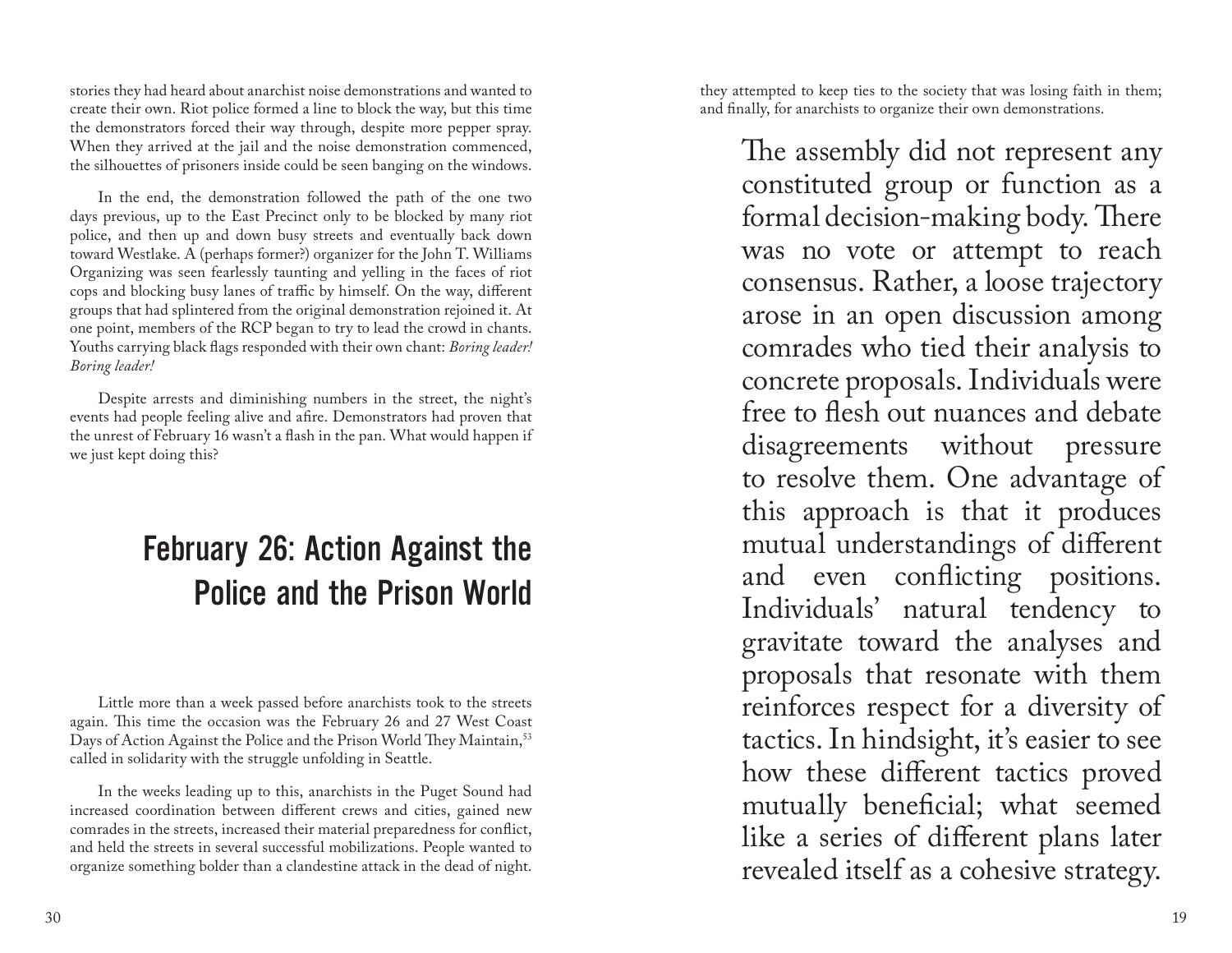stories they had heard about anarchist noise demonstrations and wanted to create their own. Riot police formed a line to block the way, but this time the demonstrators forced their way through, despite more pepper spray. When they arrived at the jail and the noise demonstration commenced, the silhouettes of prisoners inside could be seen banging on the windows.

In the end, the demonstration followed the path of the one two days previous, up to the East Precinct only to be blocked by many riot police, and then up and down busy streets and eventually back down toward Westlake. A (perhaps former?) organizer for the John T. Williams Organizing was seen fearlessly taunting and yelling in the faces of riot cops and blocking busy lanes of traffic by himself. On the way, different groups that had splintered from the original demonstration rejoined it. At one point, members of the RCP began to try to lead the crowd in chants. Youths carrying black flags responded with their own chant: *Boring leader! Boring leader!*

Despite arrests and diminishing numbers in the street, the night's events had people feeling alive and afire. Demonstrators had proven that the unrest of February 16 wasn't a flash in the pan. What would happen if we just kept doing this?

## February 26: Action Against the Police and the Prison World

Little more than a week passed before anarchists took to the streets again. This time the occasion was the February 26 and 27 West Coast Days of Action Against the Police and the Prison World They Maintain,[53] called in solidarity with the struggle unfolding in Seattle.

In the weeks leading up to this, anarchists in the Puget Sound had increased coordination between different crews and cities, gained new comrades in the streets, increased their material preparedness for conflict, and held the streets in several successful mobilizations. People wanted to organize something bolder than a clandestine attack in the dead of night.

they attempted to keep ties to the society that was losing faith in them; and finally, for anarchists to organize their own demonstrations.

> The assembly did not represent any constituted group or function as a formal decision-making body. There was no vote or attempt to reach consensus. Rather, a loose trajectory arose in an open discussion among comrades who tied their analysis to concrete proposals. Individuals were free to flesh out nuances and debate disagreements without pressure to resolve them. One advantage of this approach is that it produces mutual understandings of different and even conflicting positions. Individuals' natural tendency to gravitate toward the analyses and proposals that resonate with them reinforces respect for a diversity of tactics. In hindsight, it's easier to see how these different tactics proved mutually beneficial; what seemed like a series of different plans later revealed itself as a cohesive strategy.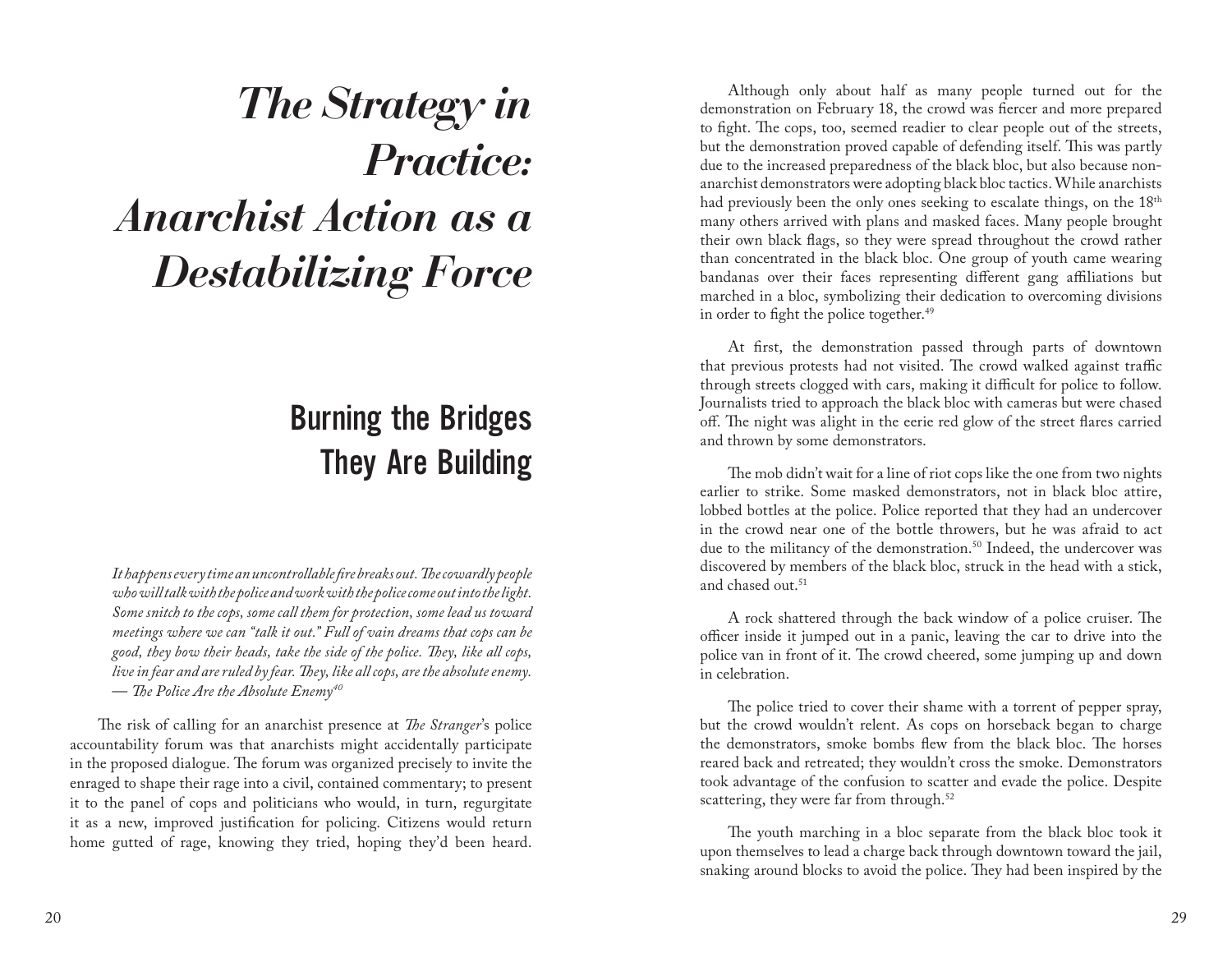# *The Strategy in Practice: Anarchist Action as a Destabilizing Force*

## Burning the Bridges They Are Building

> *It happens every time an uncontrollable fire breaks out. The cowardly people who will talk with the police and work with the police come out into the light. Some snitch to the cops, some call them for protection, some lead us toward meetings where we can "talk it out." Full of vain dreams that cops can be good, they bow their heads, take the side of the police. They, like all cops, live in fear and are ruled by fear. They, like all cops, are the absolute enemy.*
> — *The Police Are the Absolute Enemy*[40]

The risk of calling for an anarchist presence at *The Stranger*'s police accountability forum was that anarchists might accidentally participate in the proposed dialogue. The forum was organized precisely to invite the enraged to shape their rage into a civil, contained commentary; to present it to the panel of cops and politicians who would, in turn, regurgitate it as a new, improved justification for policing. Citizens would return home gutted of rage, knowing they tried, hoping they'd been heard.

Although only about half as many people turned out for the demonstration on February 18, the crowd was fiercer and more prepared to fight. The cops, too, seemed readier to clear people out of the streets, but the demonstration proved capable of defending itself. This was partly due to the increased preparedness of the black bloc, but also because non-anarchist demonstrators were adopting black bloc tactics. While anarchists had previously been the only ones seeking to escalate things, on the 18th many others arrived with plans and masked faces. Many people brought their own black flags, so they were spread throughout the crowd rather than concentrated in the black bloc. One group of youth came wearing bandanas over their faces representing different gang affiliations but marched in a bloc, symbolizing their dedication to overcoming divisions in order to fight the police together.[49]

At first, the demonstration passed through parts of downtown that previous protests had not visited. The crowd walked against traffic through streets clogged with cars, making it difficult for police to follow. Journalists tried to approach the black bloc with cameras but were chased off. The night was alight in the eerie red glow of the street flares carried and thrown by some demonstrators.

The mob didn't wait for a line of riot cops like the one from two nights earlier to strike. Some masked demonstrators, not in black bloc attire, lobbed bottles at the police. Police reported that they had an undercover in the crowd near one of the bottle throwers, but he was afraid to act due to the militancy of the demonstration.[50] Indeed, the undercover was discovered by members of the black bloc, struck in the head with a stick, and chased out.[51]

A rock shattered through the back window of a police cruiser. The officer inside it jumped out in a panic, leaving the car to drive into the police van in front of it. The crowd cheered, some jumping up and down in celebration.

The police tried to cover their shame with a torrent of pepper spray, but the crowd wouldn't relent. As cops on horseback began to charge the demonstrators, smoke bombs flew from the black bloc. The horses reared back and retreated; they wouldn't cross the smoke. Demonstrators took advantage of the confusion to scatter and evade the police. Despite scattering, they were far from through.[52]

The youth marching in a bloc separate from the black bloc took it upon themselves to lead a charge back through downtown toward the jail, snaking around blocks to avoid the police. They had been inspired by the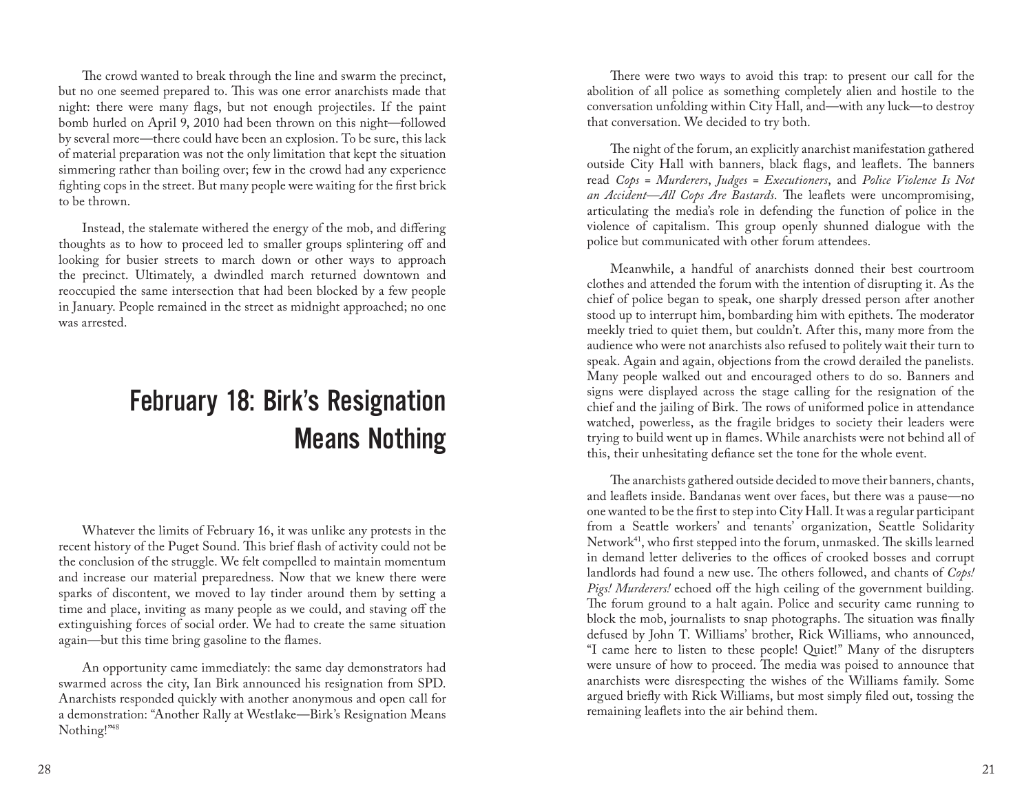The crowd wanted to break through the line and swarm the precinct, but no one seemed prepared to. This was one error anarchists made that night: there were many flags, but not enough projectiles. If the paint bomb hurled on April 9, 2010 had been thrown on this night—followed by several more—there could have been an explosion. To be sure, this lack of material preparation was not the only limitation that kept the situation simmering rather than boiling over; few in the crowd had any experience fighting cops in the street. But many people were waiting for the first brick to be thrown.

Instead, the stalemate withered the energy of the mob, and differing thoughts as to how to proceed led to smaller groups splintering off and looking for busier streets to march down or other ways to approach the precinct. Ultimately, a dwindled march returned downtown and reoccupied the same intersection that had been blocked by a few people in January. People remained in the street as midnight approached; no one was arrested.

## February 18: Birk's Resignation Means Nothing

Whatever the limits of February 16, it was unlike any protests in the recent history of the Puget Sound. This brief flash of activity could not be the conclusion of the struggle. We felt compelled to maintain momentum and increase our material preparedness. Now that we knew there were sparks of discontent, we moved to lay tinder around them by setting a time and place, inviting as many people as we could, and staving off the extinguishing forces of social order. We had to create the same situation again—but this time bring gasoline to the flames.

An opportunity came immediately: the same day demonstrators had swarmed across the city, Ian Birk announced his resignation from SPD. Anarchists responded quickly with another anonymous and open call for a demonstration: "Another Rally at Westlake—Birk's Resignation Means Nothing!"[48]

There were two ways to avoid this trap: to present our call for the abolition of all police as something completely alien and hostile to the conversation unfolding within City Hall, and—with any luck—to destroy that conversation. We decided to try both.

The night of the forum, an explicitly anarchist manifestation gathered outside City Hall with banners, black flags, and leaflets. The banners read *Cops = Murderers*, *Judges = Executioners*, and *Police Violence Is Not an Accident—All Cops Are Bastards*. The leaflets were uncompromising, articulating the media's role in defending the function of police in the violence of capitalism. This group openly shunned dialogue with the police but communicated with other forum attendees.

Meanwhile, a handful of anarchists donned their best courtroom clothes and attended the forum with the intention of disrupting it. As the chief of police began to speak, one sharply dressed person after another stood up to interrupt him, bombarding him with epithets. The moderator meekly tried to quiet them, but couldn't. After this, many more from the audience who were not anarchists also refused to politely wait their turn to speak. Again and again, objections from the crowd derailed the panelists. Many people walked out and encouraged others to do so. Banners and signs were displayed across the stage calling for the resignation of the chief and the jailing of Birk. The rows of uniformed police in attendance watched, powerless, as the fragile bridges to society their leaders were trying to build went up in flames. While anarchists were not behind all of this, their unhesitating defiance set the tone for the whole event.

The anarchists gathered outside decided to move their banners, chants, and leaflets inside. Bandanas went over faces, but there was a pause—no one wanted to be the first to step into City Hall. It was a regular participant from a Seattle workers' and tenants' organization, Seattle Solidarity Network[41], who first stepped into the forum, unmasked. The skills learned in demand letter deliveries to the offices of crooked bosses and corrupt landlords had found a new use. The others followed, and chants of *Cops! Pigs! Murderers!* echoed off the high ceiling of the government building. The forum ground to a halt again. Police and security came running to block the mob, journalists to snap photographs. The situation was finally defused by John T. Williams' brother, Rick Williams, who announced, "I came here to listen to these people! Quiet!" Many of the disrupters were unsure of how to proceed. The media was poised to announce that anarchists were disrespecting the wishes of the Williams family. Some argued briefly with Rick Williams, but most simply filed out, tossing the remaining leaflets into the air behind them.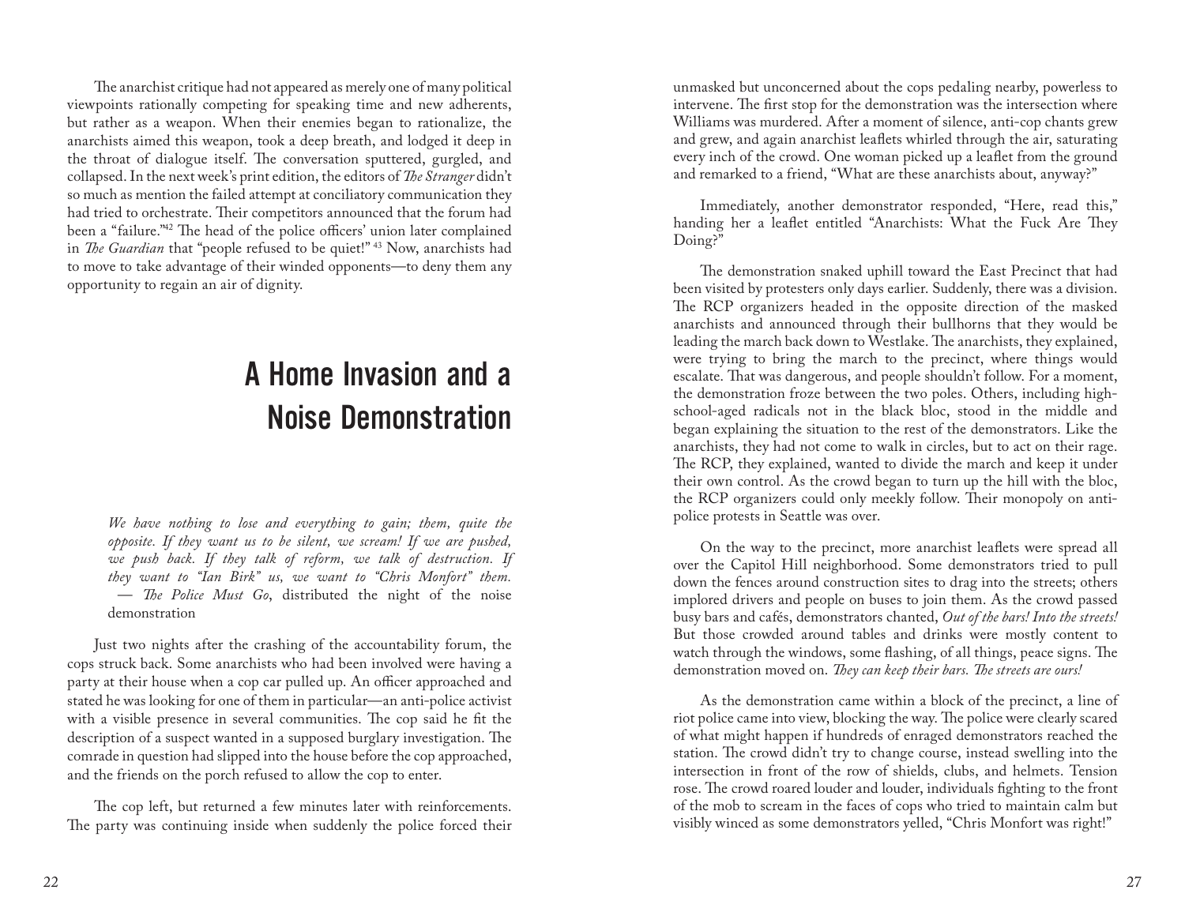The anarchist critique had not appeared as merely one of many political viewpoints rationally competing for speaking time and new adherents, but rather as a weapon. When their enemies began to rationalize, the anarchists aimed this weapon, took a deep breath, and lodged it deep in the throat of dialogue itself. The conversation sputtered, gurgled, and collapsed. In the next week's print edition, the editors of *The Stranger* didn't so much as mention the failed attempt at conciliatory communication they had tried to orchestrate. Their competitors announced that the forum had been a "failure."[42] The head of the police officers' union later complained in *The Guardian* that "people refused to be quiet!"[43] Now, anarchists had to move to take advantage of their winded opponents—to deny them any opportunity to regain an air of dignity.

## A Home Invasion and a Noise Demonstration

> *We have nothing to lose and everything to gain; them, quite the opposite. If they want us to be silent, we scream! If we are pushed, we push back. If they talk of reform, we talk of destruction. If they want to "Ian Birk" us, we want to "Chris Monfort" them.*
> — *The Police Must Go*, distributed the night of the noise demonstration

Just two nights after the crashing of the accountability forum, the cops struck back. Some anarchists who had been involved were having a party at their house when a cop car pulled up. An officer approached and stated he was looking for one of them in particular—an anti-police activist with a visible presence in several communities. The cop said he fit the description of a suspect wanted in a supposed burglary investigation. The comrade in question had slipped into the house before the cop approached, and the friends on the porch refused to allow the cop to enter.

The cop left, but returned a few minutes later with reinforcements. The party was continuing inside when suddenly the police forced their

unmasked but unconcerned about the cops pedaling nearby, powerless to intervene. The first stop for the demonstration was the intersection where Williams was murdered. After a moment of silence, anti-cop chants grew and grew, and again anarchist leaflets whirled through the air, saturating every inch of the crowd. One woman picked up a leaflet from the ground and remarked to a friend, "What are these anarchists about, anyway?"

Immediately, another demonstrator responded, "Here, read this," handing her a leaflet entitled "Anarchists: What the Fuck Are They Doing?"

The demonstration snaked uphill toward the East Precinct that had been visited by protesters only days earlier. Suddenly, there was a division. The RCP organizers headed in the opposite direction of the masked anarchists and announced through their bullhorns that they would be leading the march back down to Westlake. The anarchists, they explained, were trying to bring the march to the precinct, where things would escalate. That was dangerous, and people shouldn't follow. For a moment, the demonstration froze between the two poles. Others, including high-school-aged radicals not in the black bloc, stood in the middle and began explaining the situation to the rest of the demonstrators. Like the anarchists, they had not come to walk in circles, but to act on their rage. The RCP, they explained, wanted to divide the march and keep it under their own control. As the crowd began to turn up the hill with the bloc, the RCP organizers could only meekly follow. Their monopoly on anti-police protests in Seattle was over.

On the way to the precinct, more anarchist leaflets were spread all over the Capitol Hill neighborhood. Some demonstrators tried to pull down the fences around construction sites to drag into the streets; others implored drivers and people on buses to join them. As the crowd passed busy bars and cafés, demonstrators chanted, *Out of the bars! Into the streets!* But those crowded around tables and drinks were mostly content to watch through the windows, some flashing, of all things, peace signs. The demonstration moved on. *They can keep their bars. The streets are ours!*

As the demonstration came within a block of the precinct, a line of riot police came into view, blocking the way. The police were clearly scared of what might happen if hundreds of enraged demonstrators reached the station. The crowd didn't try to change course, instead swelling into the intersection in front of the row of shields, clubs, and helmets. Tension rose. The crowd roared louder and louder, individuals fighting to the front of the mob to scream in the faces of cops who tried to maintain calm but visibly winced as some demonstrators yelled, "Chris Monfort was right!"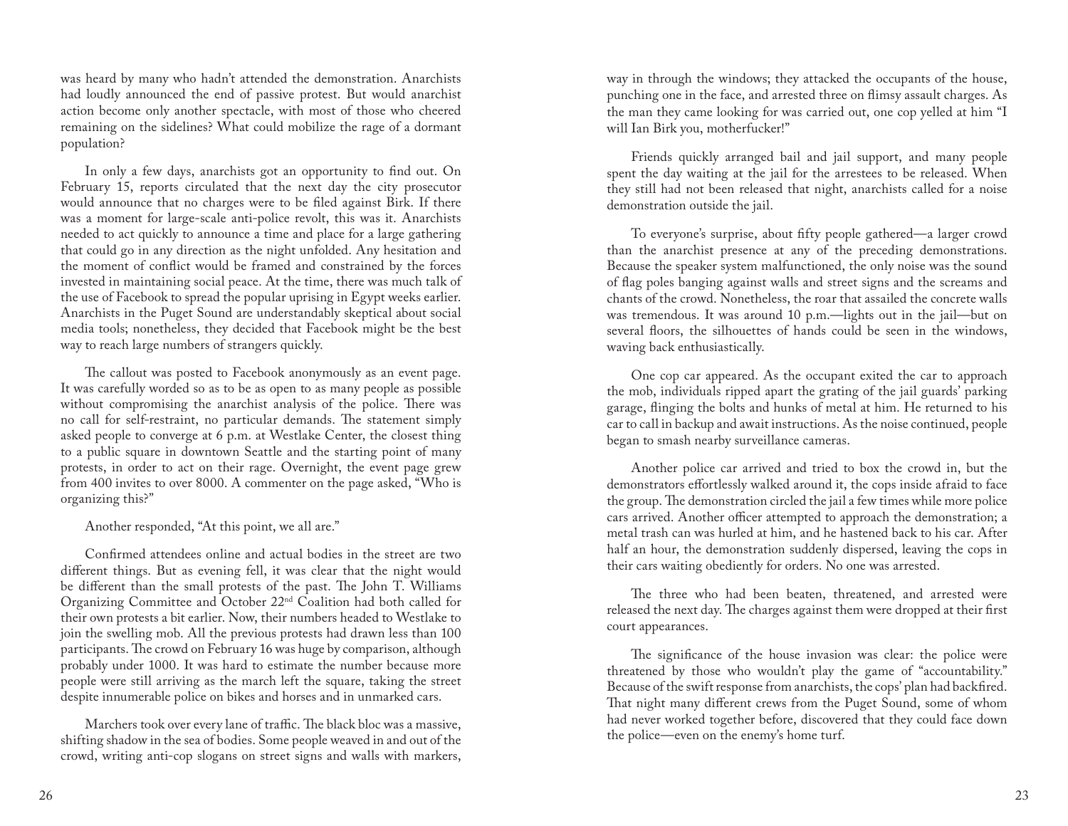was heard by many who hadn't attended the demonstration. Anarchists had loudly announced the end of passive protest. But would anarchist action become only another spectacle, with most of those who cheered remaining on the sidelines? What could mobilize the rage of a dormant population?

In only a few days, anarchists got an opportunity to find out. On February 15, reports circulated that the next day the city prosecutor would announce that no charges were to be filed against Birk. If there was a moment for large-scale anti-police revolt, this was it. Anarchists needed to act quickly to announce a time and place for a large gathering that could go in any direction as the night unfolded. Any hesitation and the moment of conflict would be framed and constrained by the forces invested in maintaining social peace. At the time, there was much talk of the use of Facebook to spread the popular uprising in Egypt weeks earlier. Anarchists in the Puget Sound are understandably skeptical about social media tools; nonetheless, they decided that Facebook might be the best way to reach large numbers of strangers quickly.

The callout was posted to Facebook anonymously as an event page. It was carefully worded so as to be as open to as many people as possible without compromising the anarchist analysis of the police. There was no call for self-restraint, no particular demands. The statement simply asked people to converge at 6 p.m. at Westlake Center, the closest thing to a public square in downtown Seattle and the starting point of many protests, in order to act on their rage. Overnight, the event page grew from 400 invites to over 8000. A commenter on the page asked, "Who is organizing this?"

Another responded, "At this point, we all are."

Confirmed attendees online and actual bodies in the street are two different things. But as evening fell, it was clear that the night would be different than the small protests of the past. The John T. Williams Organizing Committee and October 22nd Coalition had both called for their own protests a bit earlier. Now, their numbers headed to Westlake to join the swelling mob. All the previous protests had drawn less than 100 participants. The crowd on February 16 was huge by comparison, although probably under 1000. It was hard to estimate the number because more people were still arriving as the march left the square, taking the street despite innumerable police on bikes and horses and in unmarked cars.

Marchers took over every lane of traffic. The black bloc was a massive, shifting shadow in the sea of bodies. Some people weaved in and out of the crowd, writing anti-cop slogans on street signs and walls with markers,

way in through the windows; they attacked the occupants of the house, punching one in the face, and arrested three on flimsy assault charges. As the man they came looking for was carried out, one cop yelled at him "I will Ian Birk you, motherfucker!"

Friends quickly arranged bail and jail support, and many people spent the day waiting at the jail for the arrestees to be released. When they still had not been released that night, anarchists called for a noise demonstration outside the jail.

To everyone's surprise, about fifty people gathered—a larger crowd than the anarchist presence at any of the preceding demonstrations. Because the speaker system malfunctioned, the only noise was the sound of flag poles banging against walls and street signs and the screams and chants of the crowd. Nonetheless, the roar that assailed the concrete walls was tremendous. It was around 10 p.m.—lights out in the jail—but on several floors, the silhouettes of hands could be seen in the windows, waving back enthusiastically.

One cop car appeared. As the occupant exited the car to approach the mob, individuals ripped apart the grating of the jail guards' parking garage, flinging the bolts and hunks of metal at him. He returned to his car to call in backup and await instructions. As the noise continued, people began to smash nearby surveillance cameras.

Another police car arrived and tried to box the crowd in, but the demonstrators effortlessly walked around it, the cops inside afraid to face the group. The demonstration circled the jail a few times while more police cars arrived. Another officer attempted to approach the demonstration; a metal trash can was hurled at him, and he hastened back to his car. After half an hour, the demonstration suddenly dispersed, leaving the cops in their cars waiting obediently for orders. No one was arrested.

The three who had been beaten, threatened, and arrested were released the next day. The charges against them were dropped at their first court appearances.

The significance of the house invasion was clear: the police were threatened by those who wouldn't play the game of "accountability." Because of the swift response from anarchists, the cops' plan had backfired. That night many different crews from the Puget Sound, some of whom had never worked together before, discovered that they could face down the police—even on the enemy's home turf.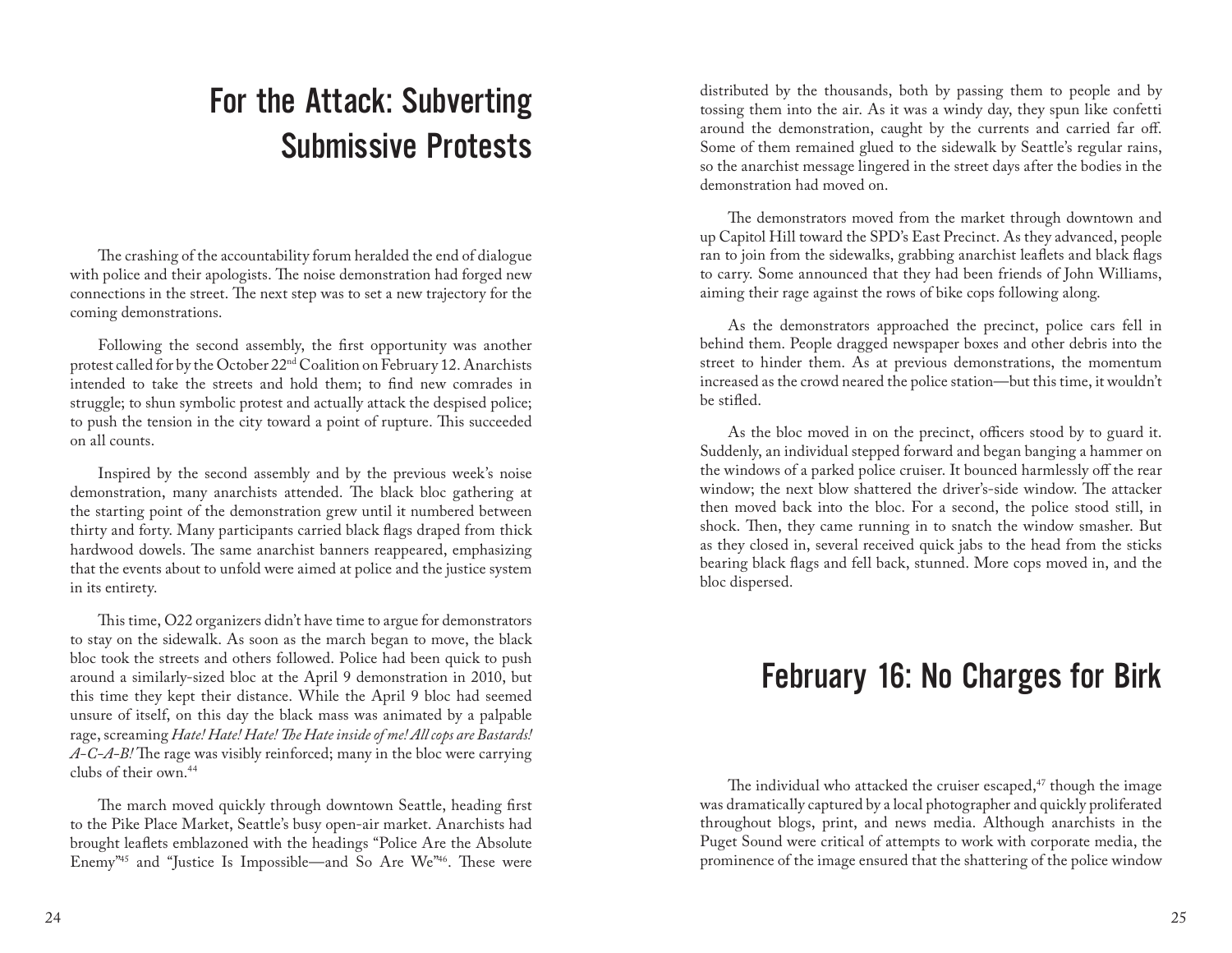# For the Attack: Subverting Submissive Protests

The crashing of the accountability forum heralded the end of dialogue with police and their apologists. The noise demonstration had forged new connections in the street. The next step was to set a new trajectory for the coming demonstrations.

Following the second assembly, the first opportunity was another protest called for by the October 22nd Coalition on February 12. Anarchists intended to take the streets and hold them; to find new comrades in struggle; to shun symbolic protest and actually attack the despised police; to push the tension in the city toward a point of rupture. This succeeded on all counts.

Inspired by the second assembly and by the previous week's noise demonstration, many anarchists attended. The black bloc gathering at the starting point of the demonstration grew until it numbered between thirty and forty. Many participants carried black flags draped from thick hardwood dowels. The same anarchist banners reappeared, emphasizing that the events about to unfold were aimed at police and the justice system in its entirety.

This time, O22 organizers didn't have time to argue for demonstrators to stay on the sidewalk. As soon as the march began to move, the black bloc took the streets and others followed. Police had been quick to push around a similarly-sized bloc at the April 9 demonstration in 2010, but this time they kept their distance. While the April 9 bloc had seemed unsure of itself, on this day the black mass was animated by a palpable rage, screaming *Hate! Hate! Hate! The Hate inside of me! All cops are Bastards! A-C-A-B!* The rage was visibly reinforced; many in the bloc were carrying clubs of their own.[44]

The march moved quickly through downtown Seattle, heading first to the Pike Place Market, Seattle's busy open-air market. Anarchists had brought leaflets emblazoned with the headings "Police Are the Absolute Enemy"[45] and "Justice Is Impossible—and So Are We"[46]. These were distributed by the thousands, both by passing them to people and by tossing them into the air. As it was a windy day, they spun like confetti around the demonstration, caught by the currents and carried far off. Some of them remained glued to the sidewalk by Seattle's regular rains, so the anarchist message lingered in the street days after the bodies in the demonstration had moved on.

The demonstrators moved from the market through downtown and up Capitol Hill toward the SPD's East Precinct. As they advanced, people ran to join from the sidewalks, grabbing anarchist leaflets and black flags to carry. Some announced that they had been friends of John Williams, aiming their rage against the rows of bike cops following along.

As the demonstrators approached the precinct, police cars fell in behind them. People dragged newspaper boxes and other debris into the street to hinder them. As at previous demonstrations, the momentum increased as the crowd neared the police station—but this time, it wouldn't be stifled.

As the bloc moved in on the precinct, officers stood by to guard it. Suddenly, an individual stepped forward and began banging a hammer on the windows of a parked police cruiser. It bounced harmlessly off the rear window; the next blow shattered the driver's-side window. The attacker then moved back into the bloc. For a second, the police stood still, in shock. Then, they came running in to snatch the window smasher. But as they closed in, several received quick jabs to the head from the sticks bearing black flags and fell back, stunned. More cops moved in, and the bloc dispersed.

# February 16: No Charges for Birk

The individual who attacked the cruiser escaped,[47] though the image was dramatically captured by a local photographer and quickly proliferated throughout blogs, print, and news media. Although anarchists in the Puget Sound were critical of attempts to work with corporate media, the prominence of the image ensured that the shattering of the police window